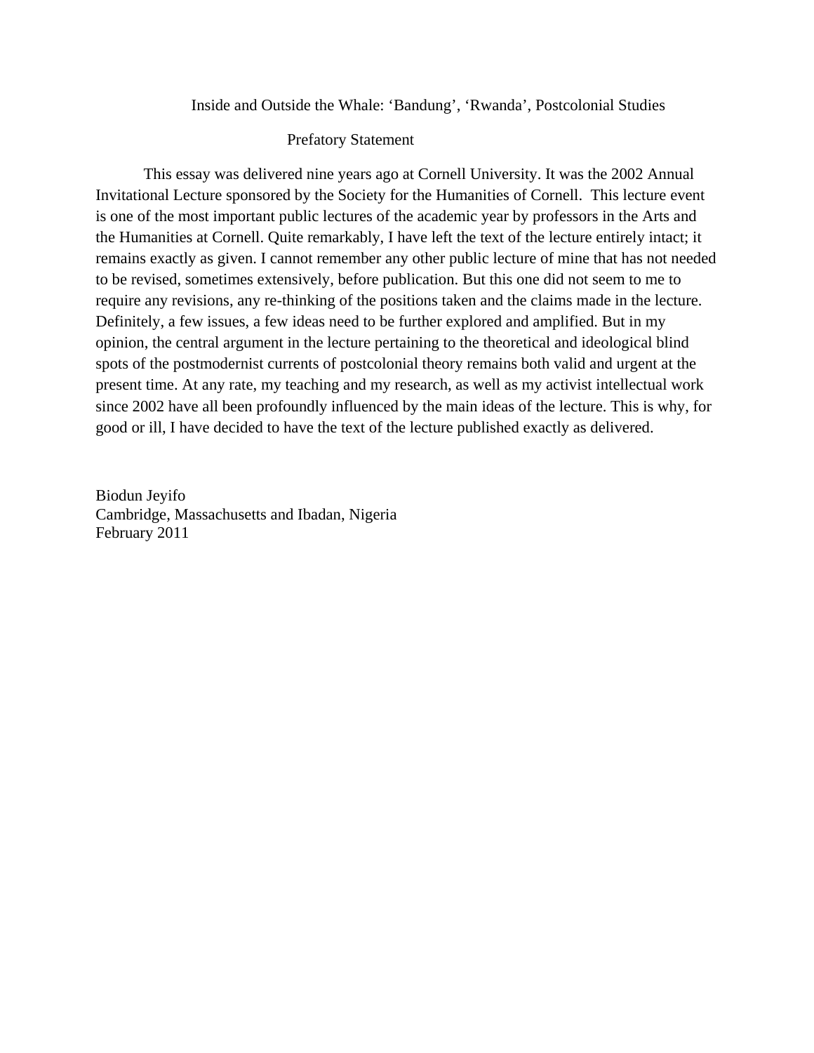# Inside and Outside the Whale: 'Bandung', 'Rwanda', Postcolonial Studies

## Prefatory Statement

This essay was delivered nine years ago at Cornell University. It was the 2002 Annual Invitational Lecture sponsored by the Society for the Humanities of Cornell. This lecture event is one of the most important public lectures of the academic year by professors in the Arts and the Humanities at Cornell. Quite remarkably, I have left the text of the lecture entirely intact; it remains exactly as given. I cannot remember any other public lecture of mine that has not needed to be revised, sometimes extensively, before publication. But this one did not seem to me to require any revisions, any re-thinking of the positions taken and the claims made in the lecture. Definitely, a few issues, a few ideas need to be further explored and amplified. But in my opinion, the central argument in the lecture pertaining to the theoretical and ideological blind spots of the postmodernist currents of postcolonial theory remains both valid and urgent at the present time. At any rate, my teaching and my research, as well as my activist intellectual work since 2002 have all been profoundly influenced by the main ideas of the lecture. This is why, for good or ill, I have decided to have the text of the lecture published exactly as delivered.

Biodun Jeyifo
Cambridge, Massachusetts and Ibadan, Nigeria
February 2011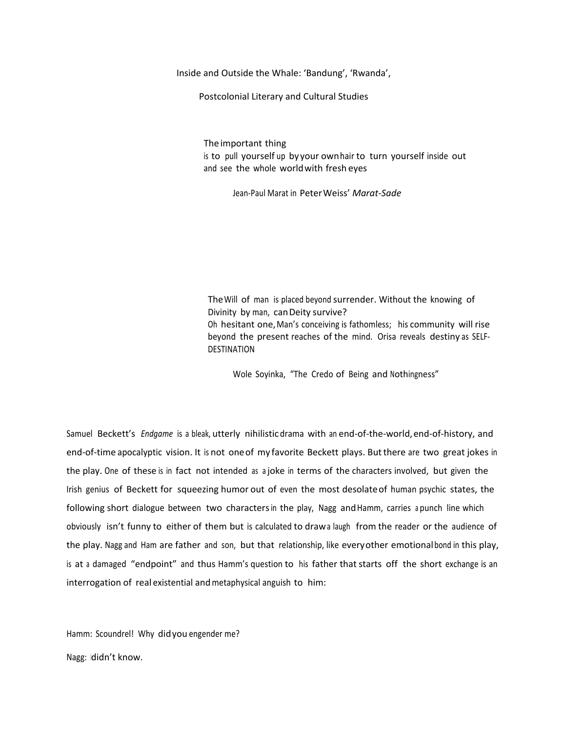# Inside and Outside the Whale: 'Bandung', 'Rwanda', Postcolonial Literary and Cultural Studies

> The important thing
> is to pull yourself up by your own hair to turn yourself inside out
> and see the whole world with fresh eyes
>
> Jean-Paul Marat in Peter Weiss' *Marat-Sade*

> The Will of man is placed beyond surrender. Without the knowing of Divinity by man, can Deity survive?
> Oh hesitant one, Man's conceiving is fathomless; his community will rise beyond the present reaches of the mind. Orisa reveals destiny as SELF-DESTINATION
>
> Wole Soyinka, "The Credo of Being and Nothingness"

Samuel Beckett's *Endgame* is a bleak, utterly nihilistic drama with an end-of-the-world, end-of-history, and end-of-time apocalyptic vision. It is not one of my favorite Beckett plays. But there are two great jokes in the play. One of these is in fact not intended as a joke in terms of the characters involved, but given the Irish genius of Beckett for squeezing humor out of even the most desolate of human psychic states, the following short dialogue between two characters in the play, Nagg and Hamm, carries a punch line which obviously isn't funny to either of them but is calculated to draw a laugh from the reader or the audience of the play. Nagg and Ham are father and son, but that relationship, like every other emotional bond in this play, is at a damaged "endpoint" and thus Hamm's question to his father that starts off the short exchange is an interrogation of real existential and metaphysical anguish to him:

Hamm: Scoundrel! Why did you engender me?

Nagg: I didn't know.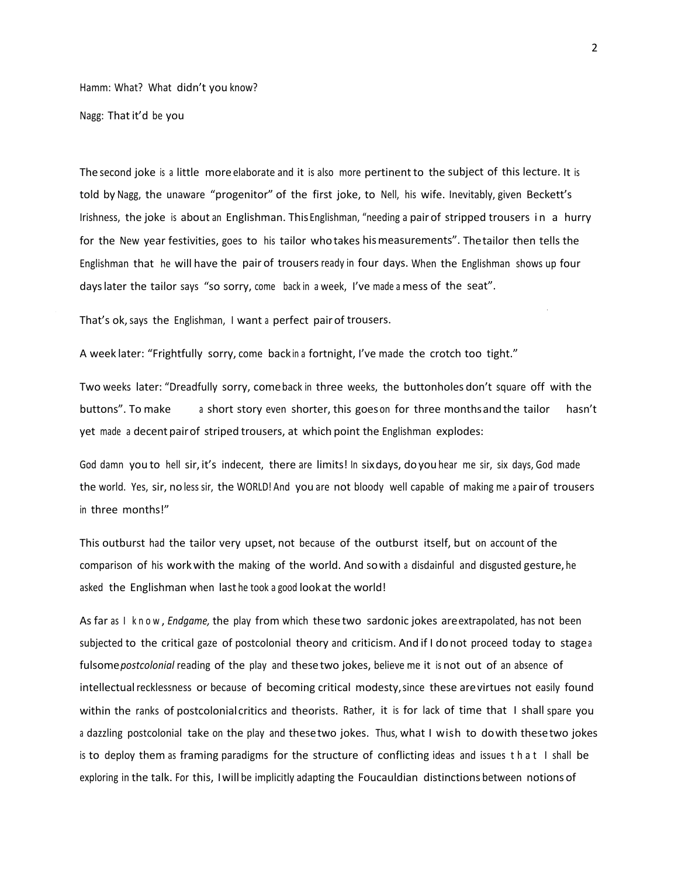Hamm: What? What didn't you know?

Nagg: That it'd be you

The second joke is a little more elaborate and it is also more pertinent to the subject of this lecture. It is told by Nagg, the unaware "progenitor" of the first joke, to Nell, his wife. Inevitably, given Beckett's Irishness, the joke is about an Englishman. This Englishman, "needing a pair of stripped trousers in a hurry for the New year festivities, goes to his tailor who takes his measurements". The tailor then tells the Englishman that he will have the pair of trousers ready in four days. When the Englishman shows up four days later the tailor says "so sorry, come back in a week, I've made a mess of the seat".

That's ok, says the Englishman, I want a perfect pair of trousers.

A week later: "Frightfully sorry, come back in a fortnight, I've made the crotch too tight."

Two weeks later: "Dreadfully sorry, come back in three weeks, the buttonholes don't square off with the buttons". To make a short story even shorter, this goes on for three months and the tailor hasn't yet made a decent pair of striped trousers, at which point the Englishman explodes:

God damn you to hell sir, it's indecent, there are limits! In six days, do you hear me sir, six days, God made the world. Yes, sir, no less sir, the WORLD! And you are not bloody well capable of making me a pair of trousers in three months!"

This outburst had the tailor very upset, not because of the outburst itself, but on account of the comparison of his work with the making of the world. And so with a disdainful and disgusted gesture, he asked the Englishman when last he took a good look at the world!

As far as I know, *Endgame,* the play from which these two sardonic jokes are extrapolated, has not been subjected to the critical gaze of postcolonial theory and criticism. And if I do not proceed today to stage a fulsome *postcolonial* reading of the play and these two jokes, believe me it is not out of an absence of intellectual recklessness or because of becoming critical modesty, since these are virtues not easily found within the ranks of postcolonial critics and theorists. Rather, it is for lack of time that I shall spare you a dazzling postcolonial take on the play and these two jokes. Thus, what I wish to do with these two jokes is to deploy them as framing paradigms for the structure of conflicting ideas and issues that I shall be exploring in the talk. For this, I will be implicitly adapting the Foucauldian distinctions between notions of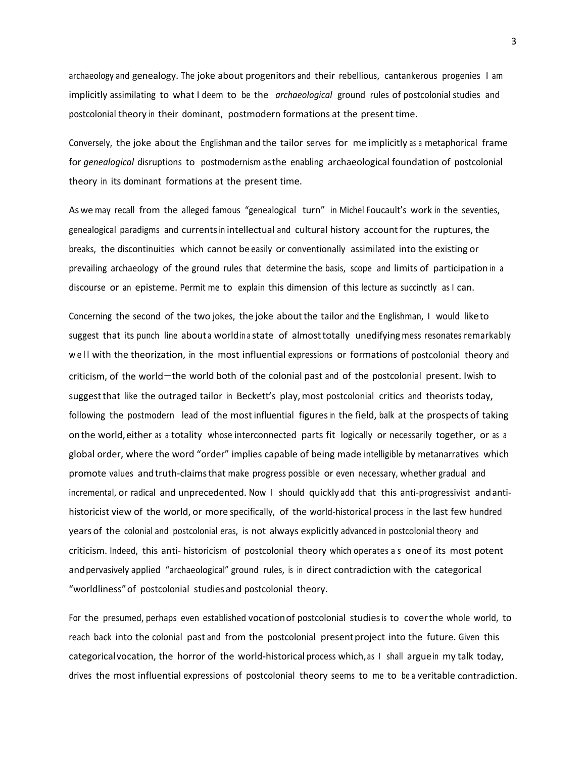archaeology and genealogy. The joke about progenitors and their rebellious, cantankerous progenies I am implicitly assimilating to what I deem to be the *archaeological* ground rules of postcolonial studies and postcolonial theory in their dominant, postmodern formations at the present time.

Conversely, the joke about the Englishman and the tailor serves for me implicitly as a metaphorical frame for *genealogical* disruptions to postmodernism as the enabling archaeological foundation of postcolonial theory in its dominant formations at the present time.

As we may recall from the alleged famous "genealogical turn" in Michel Foucault's work in the seventies, genealogical paradigms and currents in intellectual and cultural history account for the ruptures, the breaks, the discontinuities which cannot be easily or conventionally assimilated into the existing or prevailing archaeology of the ground rules that determine the basis, scope and limits of participation in a discourse or an episteme. Permit me to explain this dimension of this lecture as succinctly as I can.

Concerning the second of the two jokes, the joke about the tailor and the Englishman, I would like to suggest that its punch line about a world in a state of almost totally unedifying mess resonates remarkably well with the theorization, in the most influential expressions or formations of postcolonial theory and criticism, of the world—the world both of the colonial past and of the postcolonial present. I wish to suggest that like the outraged tailor in Beckett's play, most postcolonial critics and theorists today, following the postmodern lead of the most influential figures in the field, balk at the prospects of taking on the world, either as a totality whose interconnected parts fit logically or necessarily together, or as a global order, where the word "order" implies capable of being made intelligible by metanarratives which promote values and truth-claims that make progress possible or even necessary, whether gradual and incremental, or radical and unprecedented. Now I should quickly add that this anti-progressivist and anti-historicist view of the world, or more specifically, of the world-historical process in the last few hundred years of the colonial and postcolonial eras, is not always explicitly advanced in postcolonial theory and criticism. Indeed, this anti- historicism of postcolonial theory which operates as one of its most potent and pervasively applied "archaeological" ground rules, is in direct contradiction with the categorical "worldliness" of postcolonial studies and postcolonial theory.

For the presumed, perhaps even established vocation of postcolonial studies is to cover the whole world, to reach back into the colonial past and from the postcolonial present project into the future. Given this categorical vocation, the horror of the world-historical process which, as I shall argue in my talk today, drives the most influential expressions of postcolonial theory seems to me to be a veritable contradiction.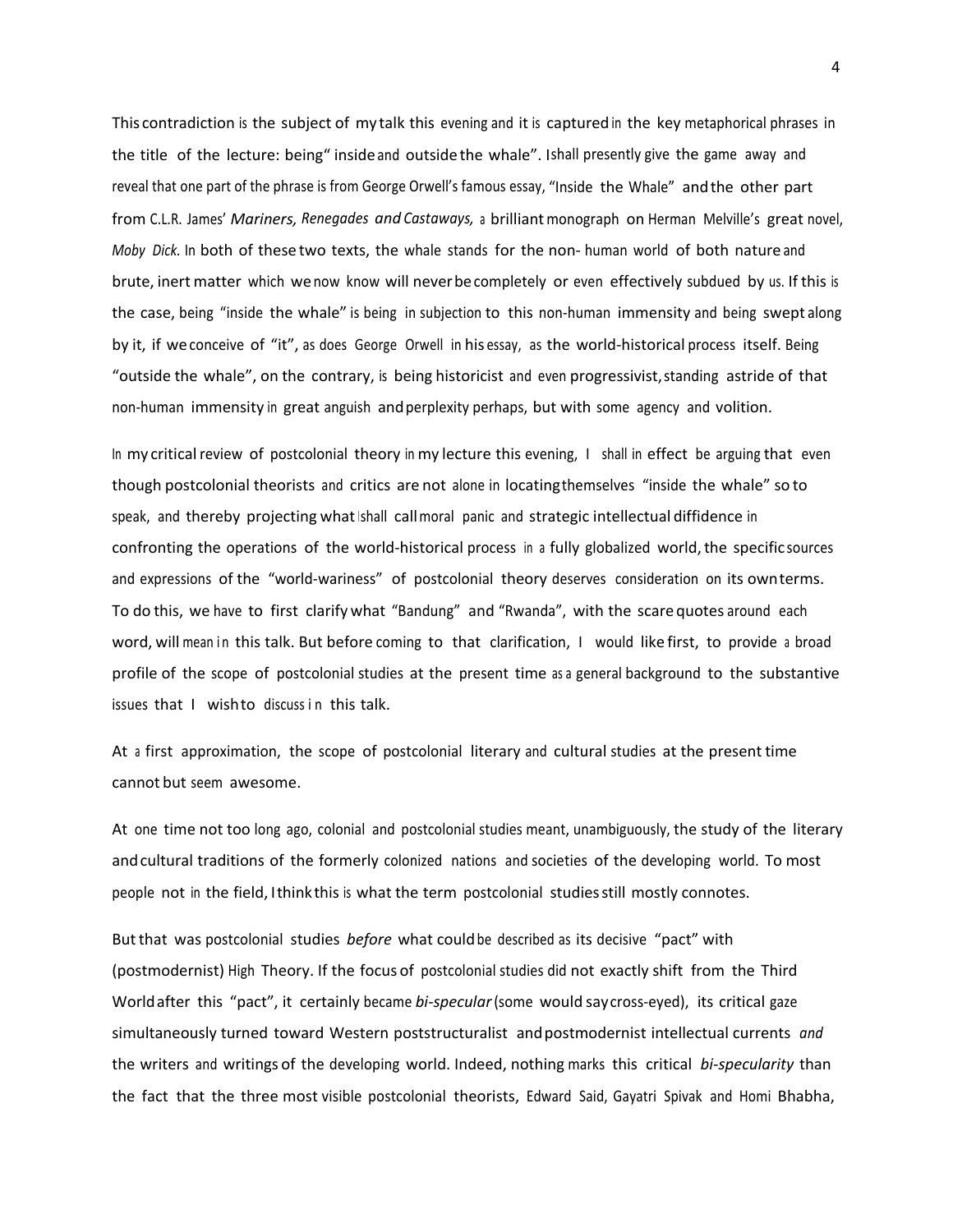This contradiction is the subject of my talk this evening and it is captured in the key metaphorical phrases in the title of the lecture: being" inside and outside the whale". I shall presently give the game away and reveal that one part of the phrase is from George Orwell's famous essay, "Inside the Whale" and the other part from C.L.R. James' *Mariners, Renegades and Castaways,* a brilliant monograph on Herman Melville's great novel, *Moby Dick.* In both of these two texts, the whale stands for the non- human world of both nature and brute, inert matter which we now know will never be completely or even effectively subdued by us. If this is the case, being "inside the whale" is being in subjection to this non-human immensity and being swept along by it, if we conceive of "it", as does George Orwell in his essay, as the world-historical process itself. Being "outside the whale", on the contrary, is being historicist and even progressivist, standing astride of that non-human immensity in great anguish and perplexity perhaps, but with some agency and volition.

In my critical review of postcolonial theory in my lecture this evening, I shall in effect be arguing that even though postcolonial theorists and critics are not alone in locating themselves "inside the whale" so to speak, and thereby projecting what I shall call moral panic and strategic intellectual diffidence in confronting the operations of the world-historical process in a fully globalized world, the specific sources and expressions of the "world-wariness" of postcolonial theory deserves consideration on its own terms. To do this, we have to first clarify what "Bandung" and "Rwanda", with the scare quotes around each word, will mean in this talk. But before coming to that clarification, I would like first, to provide a broad profile of the scope of postcolonial studies at the present time as a general background to the substantive issues that I wish to discuss in this talk.

At a first approximation, the scope of postcolonial literary and cultural studies at the present time cannot but seem awesome.

At one time not too long ago, colonial and postcolonial studies meant, unambiguously, the study of the literary and cultural traditions of the formerly colonized nations and societies of the developing world. To most people not in the field, I think this is what the term postcolonial studies still mostly connotes.

But that was postcolonial studies *before* what could be described as its decisive "pact" with (postmodernist) High Theory. If the focus of postcolonial studies did not exactly shift from the Third World after this "pact", it certainly became *bi-specular* (some would say cross-eyed), its critical gaze simultaneously turned toward Western poststructuralist and postmodernist intellectual currents *and* the writers and writings of the developing world. Indeed, nothing marks this critical *bi-specularity* than the fact that the three most visible postcolonial theorists, Edward Said, Gayatri Spivak and Homi Bhabha,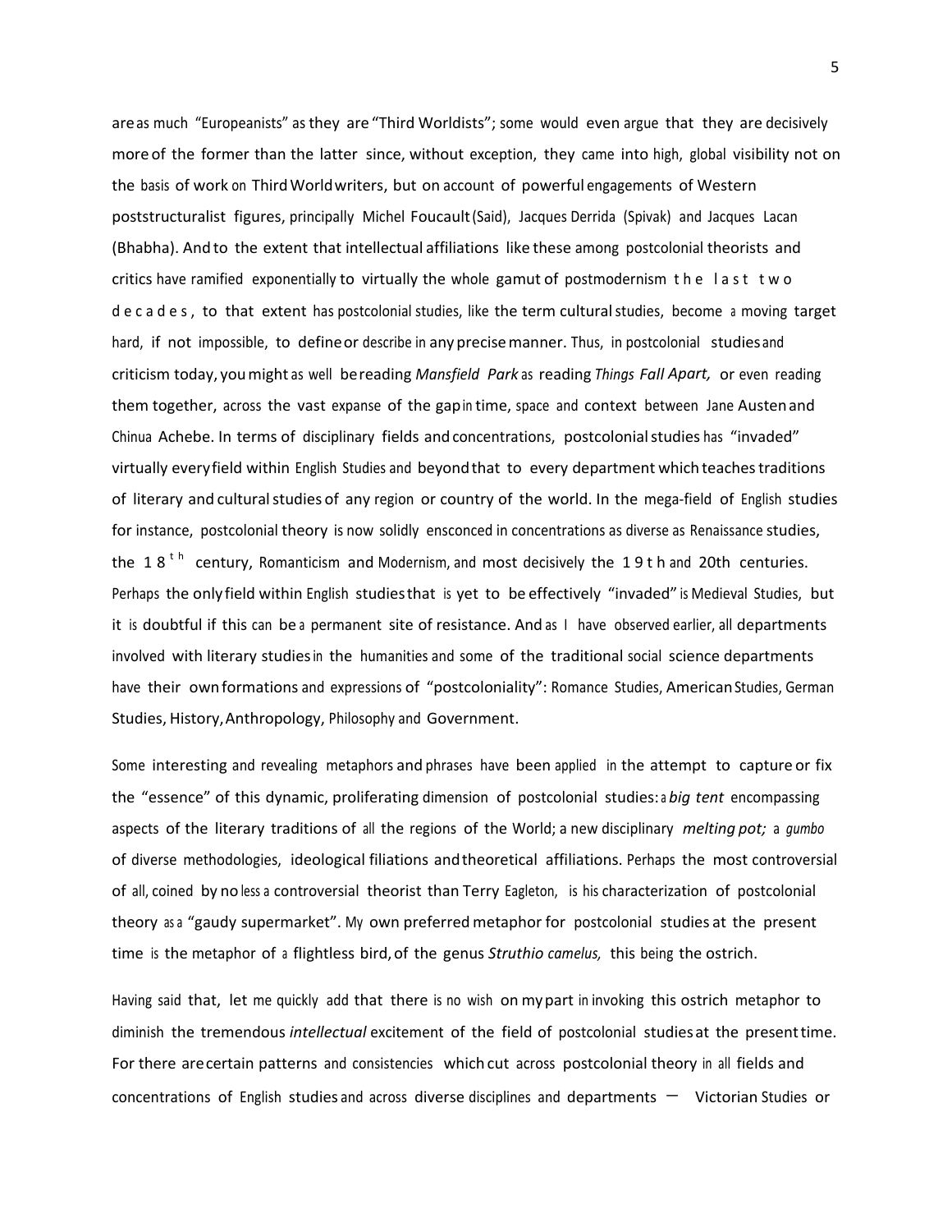are as much "Europeanists" as they are "Third Worldists"; some would even argue that they are decisively more of the former than the latter since, without exception, they came into high, global visibility not on the basis of work on Third World writers, but on account of powerful engagements of Western poststructuralist figures, principally Michel Foucault (Said), Jacques Derrida (Spivak) and Jacques Lacan (Bhabha). And to the extent that intellectual affiliations like these among postcolonial theorists and critics have ramified exponentially to virtually the whole gamut of postmodernism the last two decades, to that extent has postcolonial studies, like the term cultural studies, become a moving target hard, if not impossible, to define or describe in any precise manner. Thus, in postcolonial studies and criticism today, you might as well be reading *Mansfield Park* as reading *Things Fall Apart,* or even reading them together, across the vast expanse of the gap in time, space and context between Jane Austen and Chinua Achebe. In terms of disciplinary fields and concentrations, postcolonial studies has "invaded" virtually every field within English Studies and beyond that to every department which teaches traditions of literary and cultural studies of any region or country of the world. In the mega-field of English studies for instance, postcolonial theory is now solidly ensconced in concentrations as diverse as Renaissance studies, the 18th century, Romanticism and Modernism, and most decisively the 19th and 20th centuries. Perhaps the only field within English studies that is yet to be effectively "invaded" is Medieval Studies, but it is doubtful if this can be a permanent site of resistance. And as I have observed earlier, all departments involved with literary studies in the humanities and some of the traditional social science departments have their own formations and expressions of "postcoloniality": Romance Studies, American Studies, German Studies, History, Anthropology, Philosophy and Government.

Some interesting and revealing metaphors and phrases have been applied in the attempt to capture or fix the "essence" of this dynamic, proliferating dimension of postcolonial studies: a *big tent* encompassing aspects of the literary traditions of all the regions of the World; a new disciplinary *melting pot;* a *gumbo* of diverse methodologies, ideological filiations and theoretical affiliations. Perhaps the most controversial of all, coined by no less a controversial theorist than Terry Eagleton, is his characterization of postcolonial theory as a "gaudy supermarket". My own preferred metaphor for postcolonial studies at the present time is the metaphor of a flightless bird, of the genus *Struthio camelus,* this being the ostrich.

Having said that, let me quickly add that there is no wish on my part in invoking this ostrich metaphor to diminish the tremendous *intellectual* excitement of the field of postcolonial studies at the present time. For there are certain patterns and consistencies which cut across postcolonial theory in all fields and concentrations of English studies and across diverse disciplines and departments — Victorian Studies or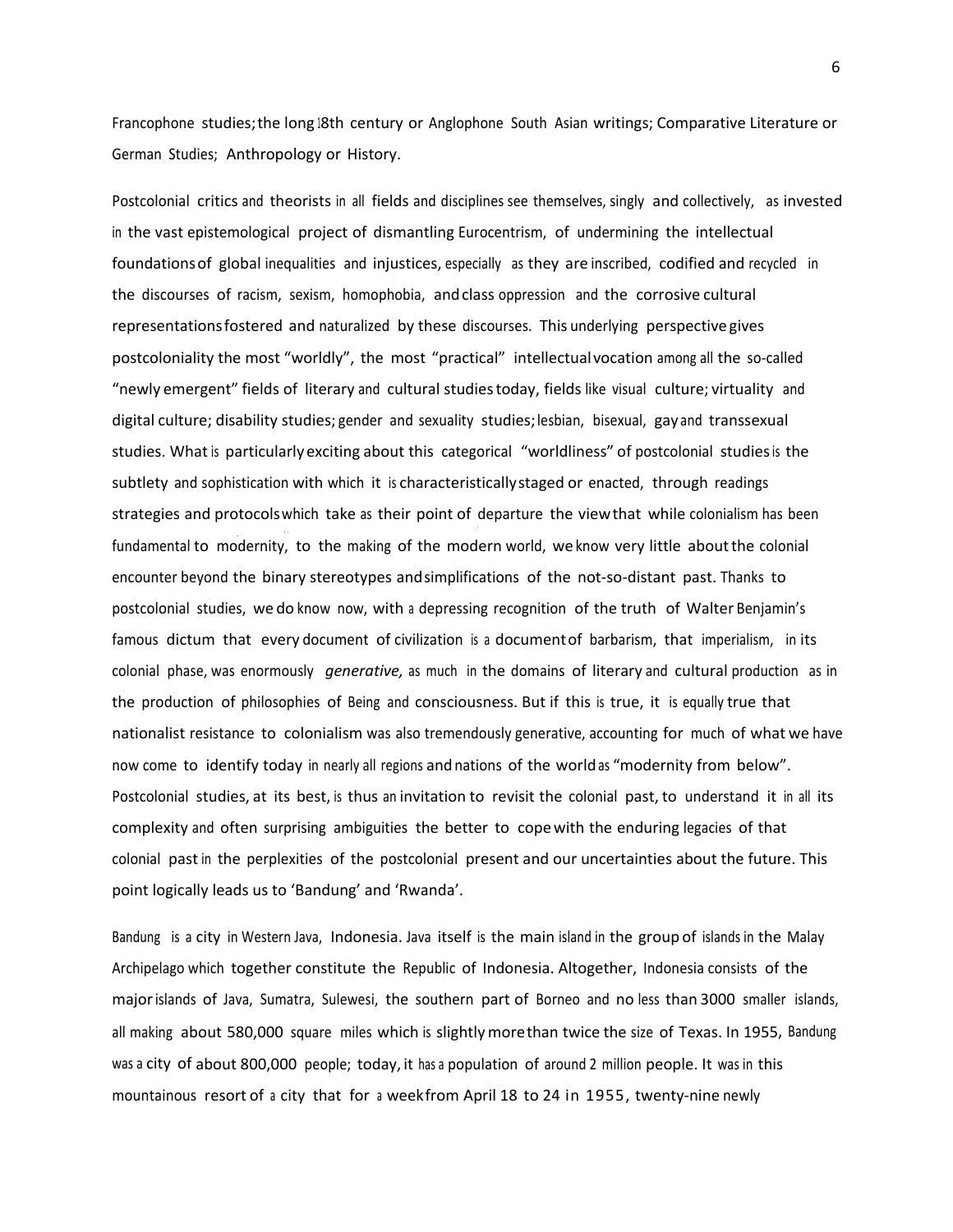Francophone studies; the long 18th century or Anglophone South Asian writings; Comparative Literature or German Studies; Anthropology or History.

Postcolonial critics and theorists in all fields and disciplines see themselves, singly and collectively, as invested in the vast epistemological project of dismantling Eurocentrism, of undermining the intellectual foundations of global inequalities and injustices, especially as they are inscribed, codified and recycled in the discourses of racism, sexism, homophobia, and class oppression and the corrosive cultural representations fostered and naturalized by these discourses. This underlying perspective gives postcoloniality the most "worldly", the most "practical" intellectual vocation among all the so-called "newly emergent" fields of literary and cultural studies today, fields like visual culture; virtuality and digital culture; disability studies; gender and sexuality studies; lesbian, bisexual, gay and transsexual studies. What is particularly exciting about this categorical "worldliness" of postcolonial studies is the subtlety and sophistication with which it is characteristically staged or enacted, through readings strategies and protocols which take as their point of departure the view that while colonialism has been fundamental to modernity, to the making of the modern world, we know very little about the colonial encounter beyond the binary stereotypes and simplifications of the not-so-distant past. Thanks to postcolonial studies, we do know now, with a depressing recognition of the truth of Walter Benjamin's famous dictum that every document of civilization is a document of barbarism, that imperialism, in its colonial phase, was enormously *generative,* as much in the domains of literary and cultural production as in the production of philosophies of Being and consciousness. But if this is true, it is equally true that nationalist resistance to colonialism was also tremendously generative, accounting for much of what we have now come to identify today in nearly all regions and nations of the world as "modernity from below". Postcolonial studies, at its best, is thus an invitation to revisit the colonial past, to understand it in all its complexity and often surprising ambiguities the better to cope with the enduring legacies of that colonial past in the perplexities of the postcolonial present and our uncertainties about the future. This point logically leads us to 'Bandung' and 'Rwanda'.

Bandung is a city in Western Java, Indonesia. Java itself is the main island in the group of islands in the Malay Archipelago which together constitute the Republic of Indonesia. Altogether, Indonesia consists of the major islands of Java, Sumatra, Sulewesi, the southern part of Borneo and no less than 3000 smaller islands, all making about 580,000 square miles which is slightly more than twice the size of Texas. In 1955, Bandung was a city of about 800,000 people; today, it has a population of around 2 million people. It was in this mountainous resort of a city that for a week from April 18 to 24 in 1955, twenty-nine newly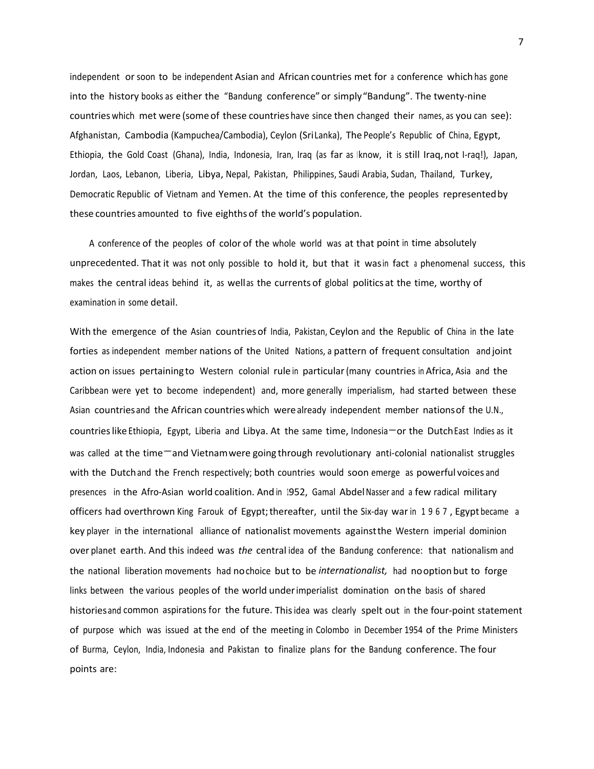independent or soon to be independent Asian and African countries met for a conference which has gone into the history books as either the "Bandung conference" or simply "Bandung". The twenty-nine countries which met were (some of these countries have since then changed their names, as you can see): Afghanistan, Cambodia (Kampuchea/Cambodia), Ceylon (Sri Lanka), The People's Republic of China, Egypt, Ethiopia, the Gold Coast (Ghana), India, Indonesia, Iran, Iraq (as far as I know, it is still Iraq, not I-raq!), Japan, Jordan, Laos, Lebanon, Liberia, Libya, Nepal, Pakistan, Philippines, Saudi Arabia, Sudan, Thailand, Turkey, Democratic Republic of Vietnam and Yemen. At the time of this conference, the peoples represented by these countries amounted to five eighths of the world's population.

A conference of the peoples of color of the whole world was at that point in time absolutely unprecedented. That it was not only possible to hold it, but that it was in fact a phenomenal success, this makes the central ideas behind it, as well as the currents of global politics at the time, worthy of examination in some detail.

With the emergence of the Asian countries of India, Pakistan, Ceylon and the Republic of China in the late forties as independent member nations of the United Nations, a pattern of frequent consultation and joint action on issues pertaining to Western colonial rule in particular (many countries in Africa, Asia and the Caribbean were yet to become independent) and, more generally imperialism, had started between these Asian countries and the African countries which were already independent member nations of the U.N., countries like Ethiopia, Egypt, Liberia and Libya. At the same time, Indonesia—or the Dutch East Indies as it was called at the time—and Vietnam were going through revolutionary anti-colonial nationalist struggles with the Dutch and the French respectively; both countries would soon emerge as powerful voices and presences in the Afro-Asian world coalition. And in 1952, Gamal Abdel Nasser and a few radical military officers had overthrown King Farouk of Egypt; thereafter, until the Six-day war in 1967, Egypt became a key player in the international alliance of nationalist movements against the Western imperial dominion over planet earth. And this indeed was *the* central idea of the Bandung conference: that nationalism and the national liberation movements had no choice but to be *internationalist,* had no option but to forge links between the various peoples of the world under imperialist domination on the basis of shared histories and common aspirations for the future. This idea was clearly spelt out in the four-point statement of purpose which was issued at the end of the meeting in Colombo in December 1954 of the Prime Ministers of Burma, Ceylon, India, Indonesia and Pakistan to finalize plans for the Bandung conference. The four points are: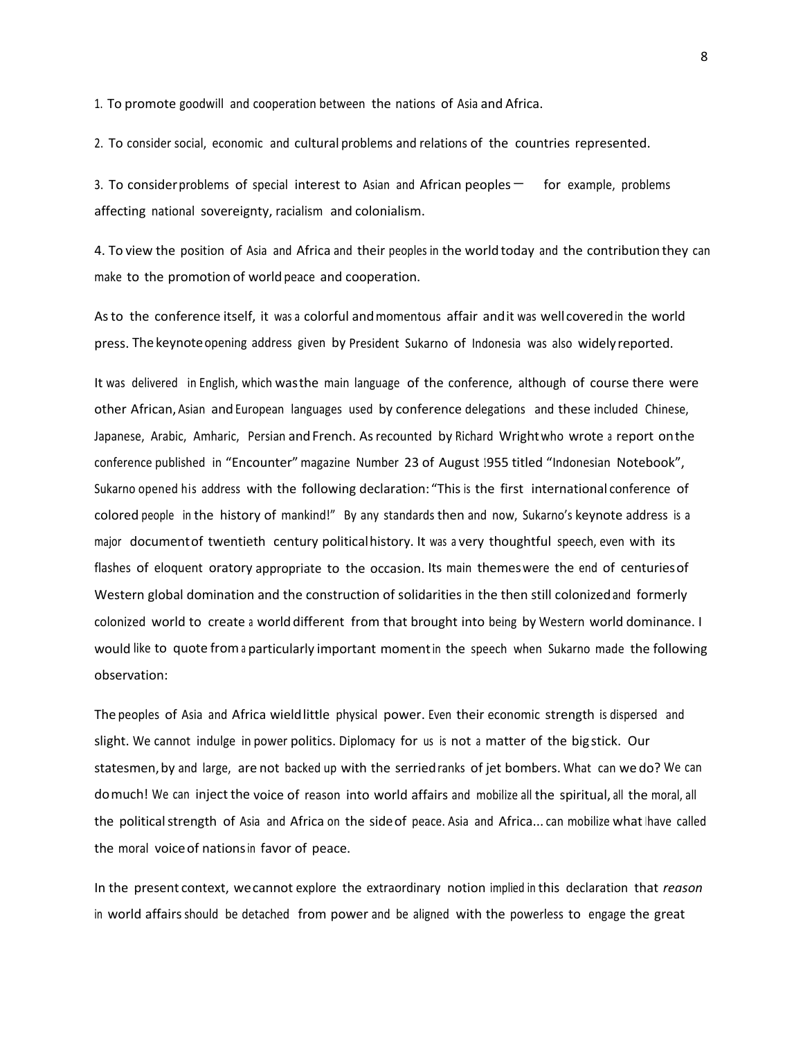1. To promote goodwill and cooperation between the nations of Asia and Africa.

2. To consider social, economic and cultural problems and relations of the countries represented.

3. To consider problems of special interest to Asian and African peoples — for example, problems affecting national sovereignty, racialism and colonialism.

4. To view the position of Asia and Africa and their peoples in the world today and the contribution they can make to the promotion of world peace and cooperation.

As to the conference itself, it was a colorful and momentous affair and it was well covered in the world press. The keynote opening address given by President Sukarno of Indonesia was also widely reported.

It was delivered in English, which was the main language of the conference, although of course there were other African, Asian and European languages used by conference delegations and these included Chinese, Japanese, Arabic, Amharic, Persian and French. As recounted by Richard Wright who wrote a report on the conference published in "Encounter" magazine Number 23 of August 1955 titled "Indonesian Notebook", Sukarno opened his address with the following declaration: "This is the first international conference of colored people in the history of mankind!" By any standards then and now, Sukarno's keynote address is a major document of twentieth century political history. It was a very thoughtful speech, even with its flashes of eloquent oratory appropriate to the occasion. Its main themes were the end of centuries of Western global domination and the construction of solidarities in the then still colonized and formerly colonized world to create a world different from that brought into being by Western world dominance. I would like to quote from a particularly important moment in the speech when Sukarno made the following observation:

The peoples of Asia and Africa wield little physical power. Even their economic strength is dispersed and slight. We cannot indulge in power politics. Diplomacy for us is not a matter of the big stick. Our statesmen, by and large, are not backed up with the serried ranks of jet bombers. What can we do? We can do much! We can inject the voice of reason into world affairs and mobilize all the spiritual, all the moral, all the political strength of Asia and Africa on the side of peace. Asia and Africa... can mobilize what I have called the moral voice of nations in favor of peace.

In the present context, we cannot explore the extraordinary notion implied in this declaration that *reason* in world affairs should be detached from power and be aligned with the powerless to engage the great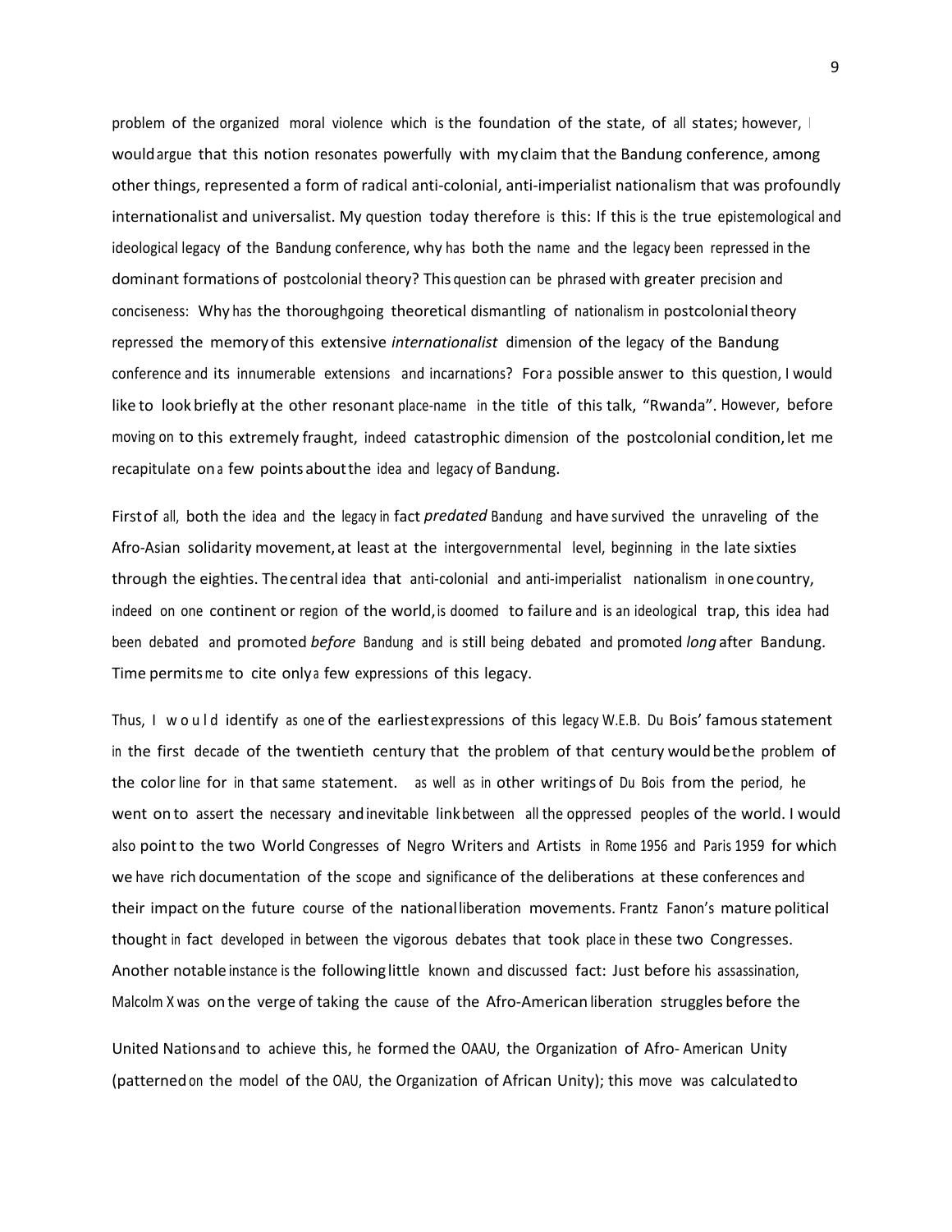problem of the organized moral violence which is the foundation of the state, of all states; however, I would argue that this notion resonates powerfully with my claim that the Bandung conference, among other things, represented a form of radical anti-colonial, anti-imperialist nationalism that was profoundly internationalist and universalist. My question today therefore is this: If this is the true epistemological and ideological legacy of the Bandung conference, why has both the name and the legacy been repressed in the dominant formations of postcolonial theory? This question can be phrased with greater precision and conciseness: Why has the thoroughgoing theoretical dismantling of nationalism in postcolonial theory repressed the memory of this extensive *internationalist* dimension of the legacy of the Bandung conference and its innumerable extensions and incarnations? For a possible answer to this question, I would like to look briefly at the other resonant place-name in the title of this talk, "Rwanda". However, before moving on to this extremely fraught, indeed catastrophic dimension of the postcolonial condition, let me recapitulate on a few points about the idea and legacy of Bandung.

First of all, both the idea and the legacy in fact *predated* Bandung and have survived the unraveling of the Afro-Asian solidarity movement, at least at the intergovernmental level, beginning in the late sixties through the eighties. The central idea that anti-colonial and anti-imperialist nationalism in one country, indeed on one continent or region of the world, is doomed to failure and is an ideological trap, this idea had been debated and promoted *before* Bandung and is still being debated and promoted *long* after Bandung. Time permits me to cite only a few expressions of this legacy.

Thus, I would identify as one of the earliest expressions of this legacy W.E.B. Du Bois' famous statement in the first decade of the twentieth century that the problem of that century would be the problem of the color line for in that same statement. as well as in other writings of Du Bois from the period, he went on to assert the necessary and inevitable link between all the oppressed peoples of the world. I would also point to the two World Congresses of Negro Writers and Artists in Rome 1956 and Paris 1959 for which we have rich documentation of the scope and significance of the deliberations at these conferences and their impact on the future course of the national liberation movements. Frantz Fanon's mature political thought in fact developed in between the vigorous debates that took place in these two Congresses. Another notable instance is the following little known and discussed fact: Just before his assassination, Malcolm X was on the verge of taking the cause of the Afro-American liberation struggles before the United Nations and to achieve this, he formed the OAAU, the Organization of Afro- American Unity (patterned on the model of the OAU, the Organization of African Unity); this move was calculated to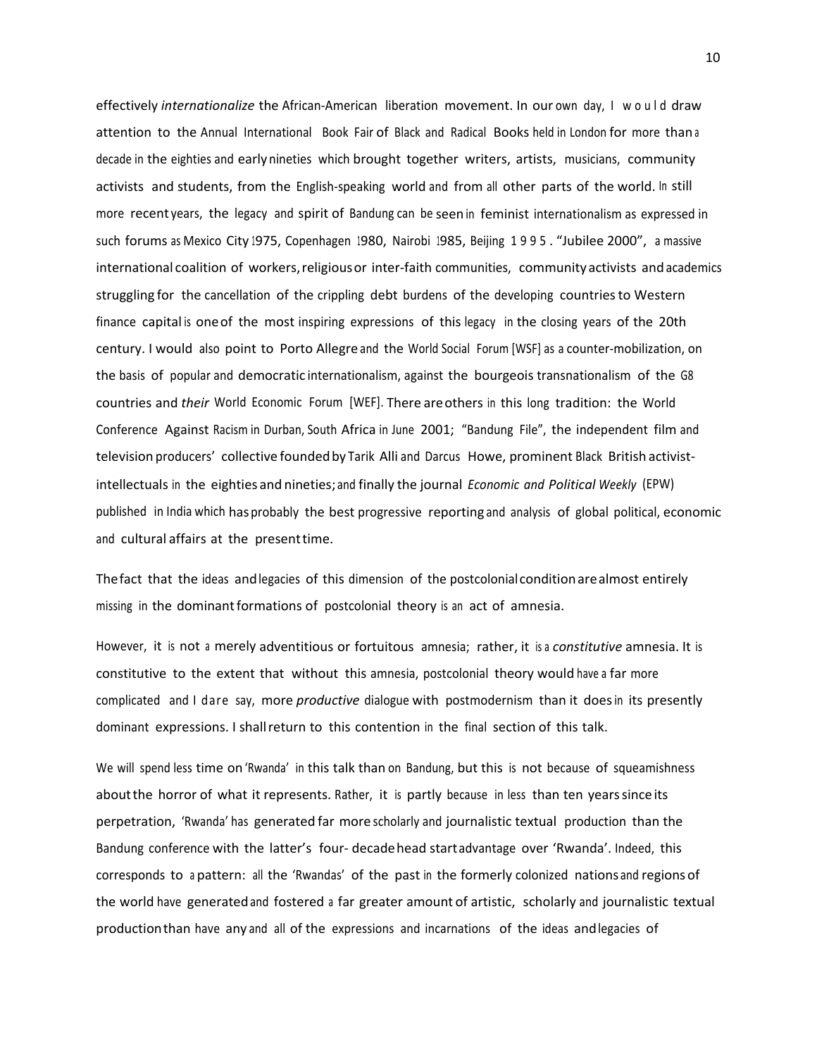effectively *internationalize* the African-American liberation movement. In our own day, I would draw attention to the Annual International Book Fair of Black and Radical Books held in London for more than a decade in the eighties and early nineties which brought together writers, artists, musicians, community activists and students, from the English-speaking world and from all other parts of the world. In still more recent years, the legacy and spirit of Bandung can be seen in feminist internationalism as expressed in such forums as Mexico City 1975, Copenhagen 1980, Nairobi 1985, Beijing 1995. "Jubilee 2000", a massive international coalition of workers, religious or inter-faith communities, community activists and academics struggling for the cancellation of the crippling debt burdens of the developing countries to Western finance capital is one of the most inspiring expressions of this legacy in the closing years of the 20th century. I would also point to Porto Allegre and the World Social Forum [WSF] as a counter-mobilization, on the basis of popular and democratic internationalism, against the bourgeois transnationalism of the G8 countries and *their* World Economic Forum [WEF]. There are others in this long tradition: the World Conference Against Racism in Durban, South Africa in June 2001; "Bandung File", the independent film and television producers' collective founded by Tarik Alli and Darcus Howe, prominent Black British activist-intellectuals in the eighties and nineties; and finally the journal *Economic and Political Weekly* (EPW) published in India which has probably the best progressive reporting and analysis of global political, economic and cultural affairs at the present time.

The fact that the ideas and legacies of this dimension of the postcolonial condition are almost entirely missing in the dominant formations of postcolonial theory is an act of amnesia.

However, it is not a merely adventitious or fortuitous amnesia; rather, it is a *constitutive* amnesia. It is constitutive to the extent that without this amnesia, postcolonial theory would have a far more complicated and I dare say, more *productive* dialogue with postmodernism than it does in its presently dominant expressions. I shall return to this contention in the final section of this talk.

We will spend less time on 'Rwanda' in this talk than on Bandung, but this is not because of squeamishness about the horror of what it represents. Rather, it is partly because in less than ten years since its perpetration, 'Rwanda' has generated far more scholarly and journalistic textual production than the Bandung conference with the latter's four- decade head start advantage over 'Rwanda'. Indeed, this corresponds to a pattern: all the 'Rwandas' of the past in the formerly colonized nations and regions of the world have generated and fostered a far greater amount of artistic, scholarly and journalistic textual production than have any and all of the expressions and incarnations of the ideas and legacies of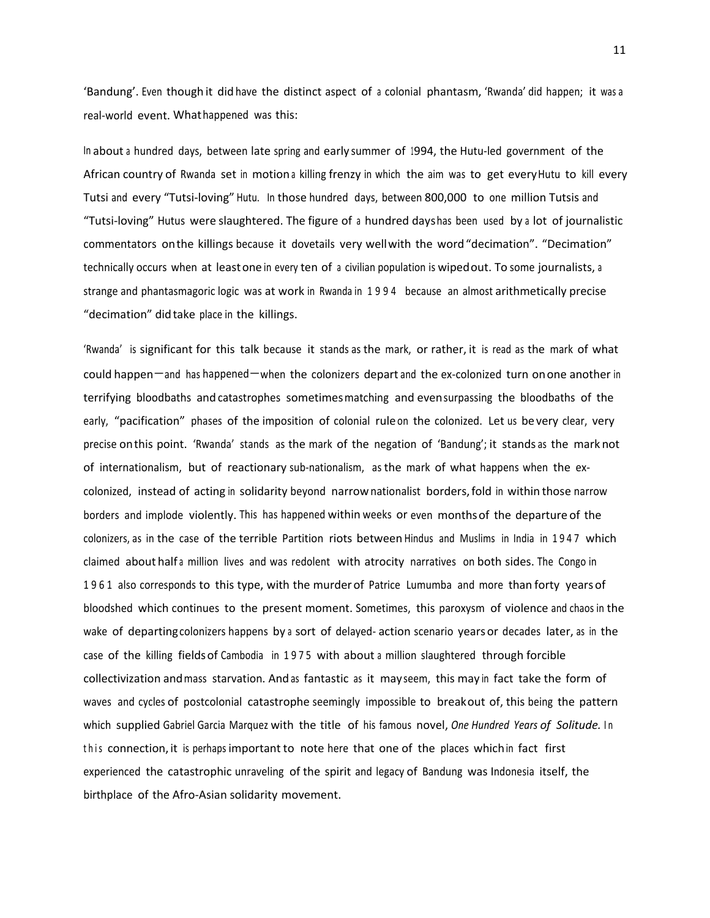'Bandung'. Even though it did have the distinct aspect of a colonial phantasm, 'Rwanda' did happen; it was a real-world event. What happened was this:

In about a hundred days, between late spring and early summer of 1994, the Hutu-led government of the African country of Rwanda set in motion a killing frenzy in which the aim was to get every Hutu to kill every Tutsi and every "Tutsi-loving" Hutu. In those hundred days, between 800,000 to one million Tutsis and "Tutsi-loving" Hutus were slaughtered. The figure of a hundred days has been used by a lot of journalistic commentators on the killings because it dovetails very well with the word "decimation". "Decimation" technically occurs when at least one in every ten of a civilian population is wiped out. To some journalists, a strange and phantasmagoric logic was at work in Rwanda in 1994 because an almost arithmetically precise "decimation" did take place in the killings.

'Rwanda' is significant for this talk because it stands as the mark, or rather, it is read as the mark of what could happen—and has happened—when the colonizers depart and the ex-colonized turn on one another in terrifying bloodbaths and catastrophes sometimes matching and even surpassing the bloodbaths of the early, "pacification" phases of the imposition of colonial rule on the colonized. Let us be very clear, very precise on this point. 'Rwanda' stands as the mark of the negation of 'Bandung'; it stands as the mark not of internationalism, but of reactionary sub-nationalism, as the mark of what happens when the ex-colonized, instead of acting in solidarity beyond narrow nationalist borders, fold in within those narrow borders and implode violently. This has happened within weeks or even months of the departure of the colonizers, as in the case of the terrible Partition riots between Hindus and Muslims in India in 1947 which claimed about half a million lives and was redolent with atrocity narratives on both sides. The Congo in 1961 also corresponds to this type, with the murder of Patrice Lumumba and more than forty years of bloodshed which continues to the present moment. Sometimes, this paroxysm of violence and chaos in the wake of departing colonizers happens by a sort of delayed- action scenario years or decades later, as in the case of the killing fields of Cambodia in 1975 with about a million slaughtered through forcible collectivization and mass starvation. And as fantastic as it may seem, this may in fact take the form of waves and cycles of postcolonial catastrophe seemingly impossible to break out of, this being the pattern which supplied Gabriel Garcia Marquez with the title of his famous novel, *One Hundred Years of Solitude.* In this connection, it is perhaps important to note here that one of the places which in fact first experienced the catastrophic unraveling of the spirit and legacy of Bandung was Indonesia itself, the birthplace of the Afro-Asian solidarity movement.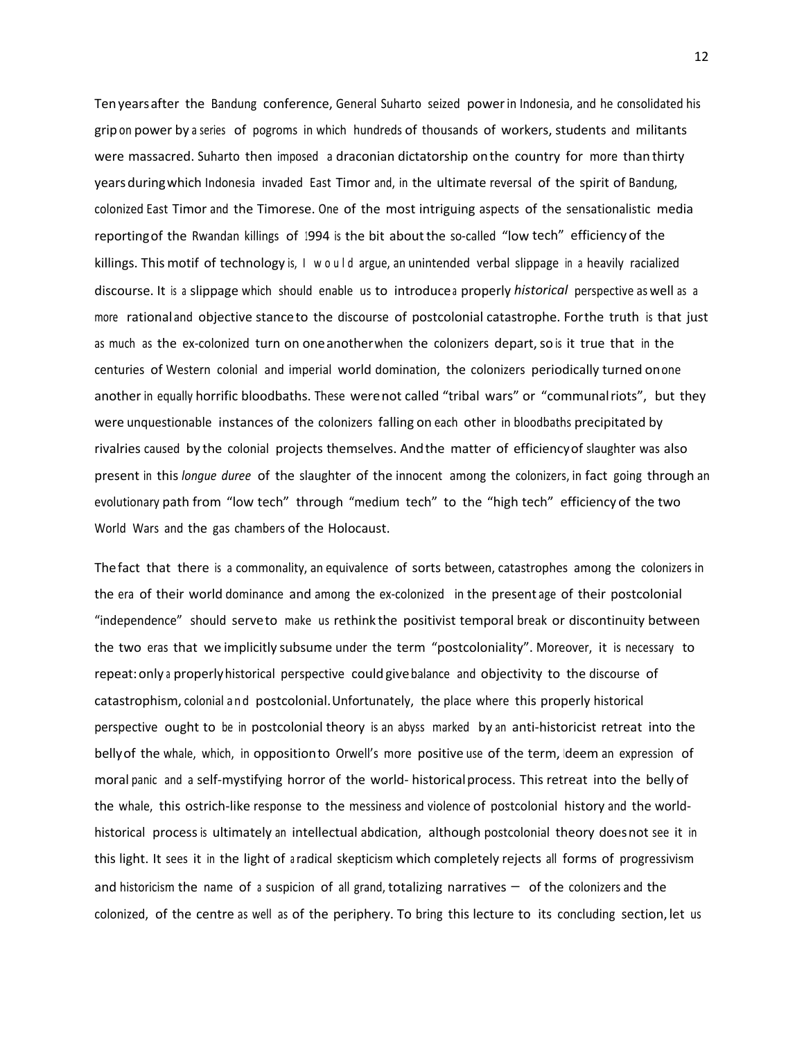Ten years after the Bandung conference, General Suharto seized power in Indonesia, and he consolidated his grip on power by a series of pogroms in which hundreds of thousands of workers, students and militants were massacred. Suharto then imposed a draconian dictatorship on the country for more than thirty years during which Indonesia invaded East Timor and, in the ultimate reversal of the spirit of Bandung, colonized East Timor and the Timorese. One of the most intriguing aspects of the sensationalistic media reporting of the Rwandan killings of 1994 is the bit about the so-called "low tech" efficiency of the killings. This motif of technology is, I would argue, an unintended verbal slippage in a heavily racialized discourse. It is a slippage which should enable us to introduce a properly *historical* perspective as well as a more rational and objective stance to the discourse of postcolonial catastrophe. For the truth is that just as much as the ex-colonized turn on one another when the colonizers depart, so is it true that in the centuries of Western colonial and imperial world domination, the colonizers periodically turned on one another in equally horrific bloodbaths. These were not called "tribal wars" or "communal riots", but they were unquestionable instances of the colonizers falling on each other in bloodbaths precipitated by rivalries caused by the colonial projects themselves. And the matter of efficiency of slaughter was also present in this *longue duree* of the slaughter of the innocent among the colonizers, in fact going through an evolutionary path from "low tech" through "medium tech" to the "high tech" efficiency of the two World Wars and the gas chambers of the Holocaust.

The fact that there is a commonality, an equivalence of sorts between, catastrophes among the colonizers in the era of their world dominance and among the ex-colonized in the present age of their postcolonial "independence" should serve to make us rethink the positivist temporal break or discontinuity between the two eras that we implicitly subsume under the term "postcoloniality". Moreover, it is necessary to repeat: only a properly historical perspective could give balance and objectivity to the discourse of catastrophism, colonial and postcolonial. Unfortunately, the place where this properly historical perspective ought to be in postcolonial theory is an abyss marked by an anti-historicist retreat into the belly of the whale, which, in opposition to Orwell's more positive use of the term, I deem an expression of moral panic and a self-mystifying horror of the world- historical process. This retreat into the belly of the whale, this ostrich-like response to the messiness and violence of postcolonial history and the world-historical process is ultimately an intellectual abdication, although postcolonial theory does not see it in this light. It sees it in the light of a radical skepticism which completely rejects all forms of progressivism and historicism the name of a suspicion of all grand, totalizing narratives – of the colonizers and the colonized, of the centre as well as of the periphery. To bring this lecture to its concluding section, let us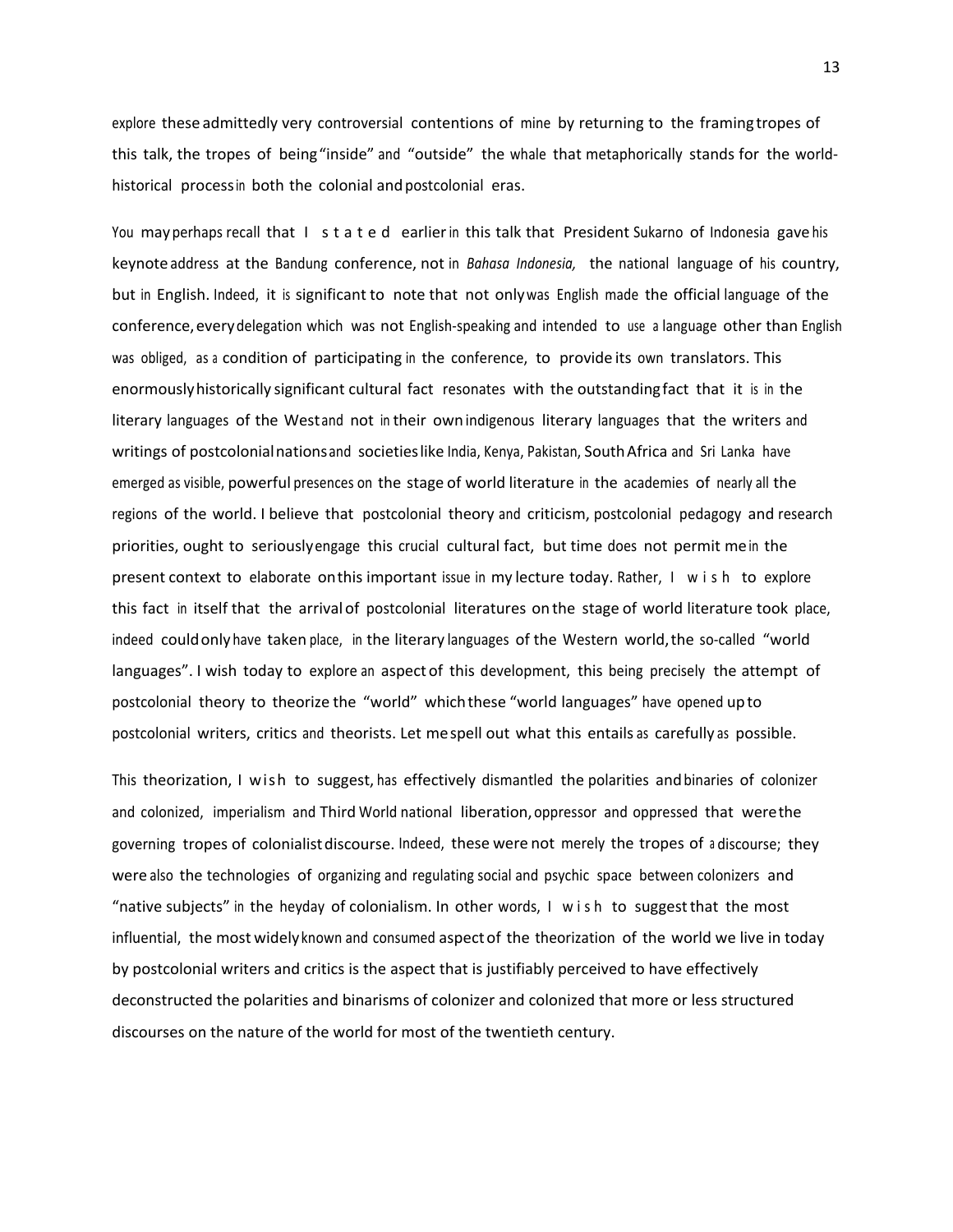explore these admittedly very controversial contentions of mine by returning to the framing tropes of this talk, the tropes of being "inside" and "outside" the whale that metaphorically stands for the world-historical process in both the colonial and postcolonial eras.

You may perhaps recall that I stated earlier in this talk that President Sukarno of Indonesia gave his keynote address at the Bandung conference, not in *Bahasa Indonesia,* the national language of his country, but in English. Indeed, it is significant to note that not only was English made the official language of the conference, every delegation which was not English-speaking and intended to use a language other than English was obliged, as a condition of participating in the conference, to provide its own translators. This enormously historically significant cultural fact resonates with the outstanding fact that it is in the literary languages of the West and not in their own indigenous literary languages that the writers and writings of postcolonial nations and societies like India, Kenya, Pakistan, South Africa and Sri Lanka have emerged as visible, powerful presences on the stage of world literature in the academies of nearly all the regions of the world. I believe that postcolonial theory and criticism, postcolonial pedagogy and research priorities, ought to seriously engage this crucial cultural fact, but time does not permit me in the present context to elaborate on this important issue in my lecture today. Rather, I wish to explore this fact in itself that the arrival of postcolonial literatures on the stage of world literature took place, indeed could only have taken place, in the literary languages of the Western world, the so-called "world languages". I wish today to explore an aspect of this development, this being precisely the attempt of postcolonial theory to theorize the "world" which these "world languages" have opened up to postcolonial writers, critics and theorists. Let me spell out what this entails as carefully as possible.

This theorization, I wish to suggest, has effectively dismantled the polarities and binaries of colonizer and colonized, imperialism and Third World national liberation, oppressor and oppressed that were the governing tropes of colonialist discourse. Indeed, these were not merely the tropes of a discourse; they were also the technologies of organizing and regulating social and psychic space between colonizers and "native subjects" in the heyday of colonialism. In other words, I wish to suggest that the most influential, the most widely known and consumed aspect of the theorization of the world we live in today by postcolonial writers and critics is the aspect that is justifiably perceived to have effectively deconstructed the polarities and binarisms of colonizer and colonized that more or less structured discourses on the nature of the world for most of the twentieth century.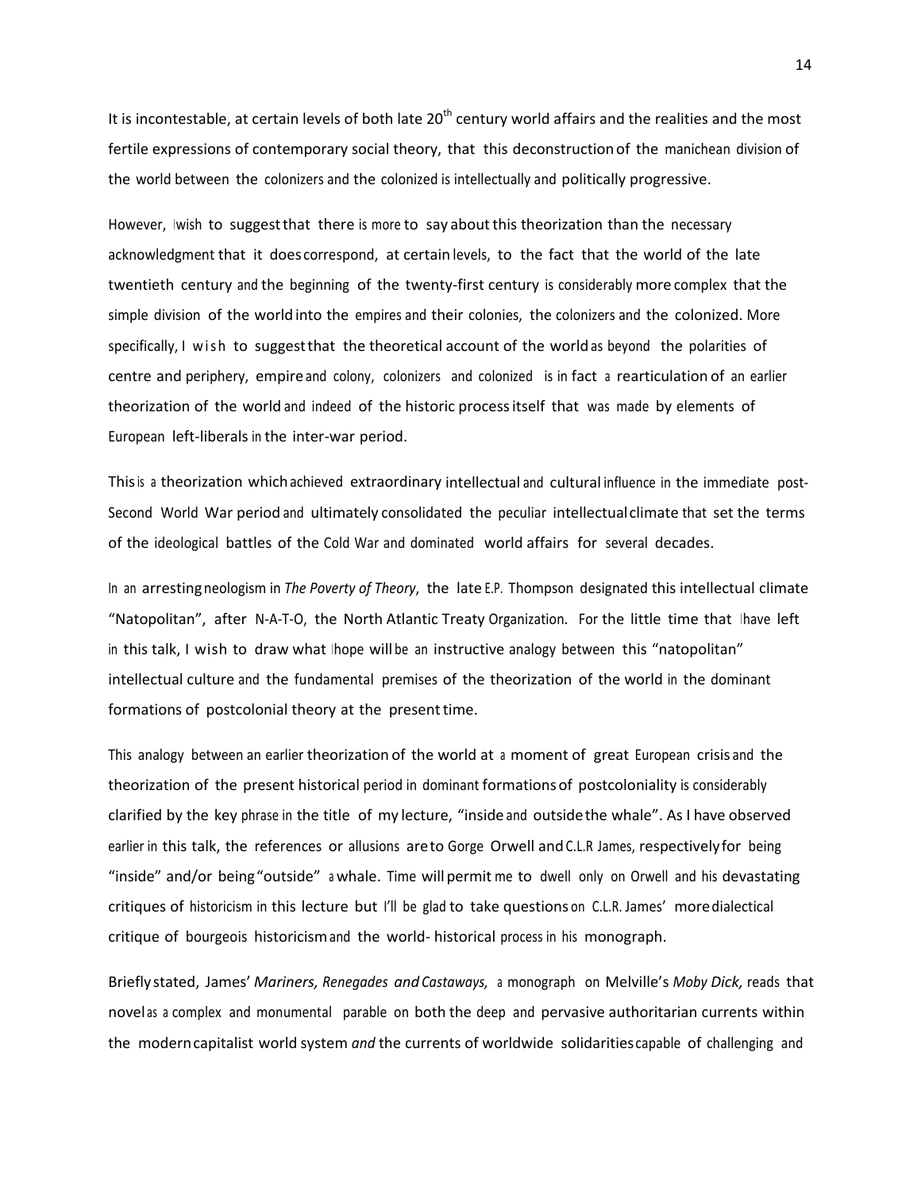It is incontestable, at certain levels of both late 20th century world affairs and the realities and the most fertile expressions of contemporary social theory, that this deconstruction of the manichean division of the world between the colonizers and the colonized is intellectually and politically progressive.

However, I wish to suggest that there is more to say about this theorization than the necessary acknowledgment that it does correspond, at certain levels, to the fact that the world of the late twentieth century and the beginning of the twenty-first century is considerably more complex that the simple division of the world into the empires and their colonies, the colonizers and the colonized. More specifically, I wish to suggest that the theoretical account of the world as beyond the polarities of centre and periphery, empire and colony, colonizers and colonized is in fact a rearticulation of an earlier theorization of the world and indeed of the historic process itself that was made by elements of European left-liberals in the inter-war period.

This is a theorization which achieved extraordinary intellectual and cultural influence in the immediate post-Second World War period and ultimately consolidated the peculiar intellectual climate that set the terms of the ideological battles of the Cold War and dominated world affairs for several decades.

In an arresting neologism in *The Poverty of Theory*, the late E.P. Thompson designated this intellectual climate "Natopolitan", after N-A-T-O, the North Atlantic Treaty Organization. For the little time that I have left in this talk, I wish to draw what I hope will be an instructive analogy between this "natopolitan" intellectual culture and the fundamental premises of the theorization of the world in the dominant formations of postcolonial theory at the present time.

This analogy between an earlier theorization of the world at a moment of great European crisis and the theorization of the present historical period in dominant formations of postcoloniality is considerably clarified by the key phrase in the title of my lecture, "inside and outside the whale". As I have observed earlier in this talk, the references or allusions are to Gorge Orwell and C.L.R James, respectively for being "inside" and/or being "outside" a whale. Time will permit me to dwell only on Orwell and his devastating critiques of historicism in this lecture but I'll be glad to take questions on C.L.R. James' more dialectical critique of bourgeois historicism and the world- historical process in his monograph.

Briefly stated, James' *Mariners, Renegades and Castaways,* a monograph on Melville's *Moby Dick,* reads that novel as a complex and monumental parable on both the deep and pervasive authoritarian currents within the modern capitalist world system *and* the currents of worldwide solidarities capable of challenging and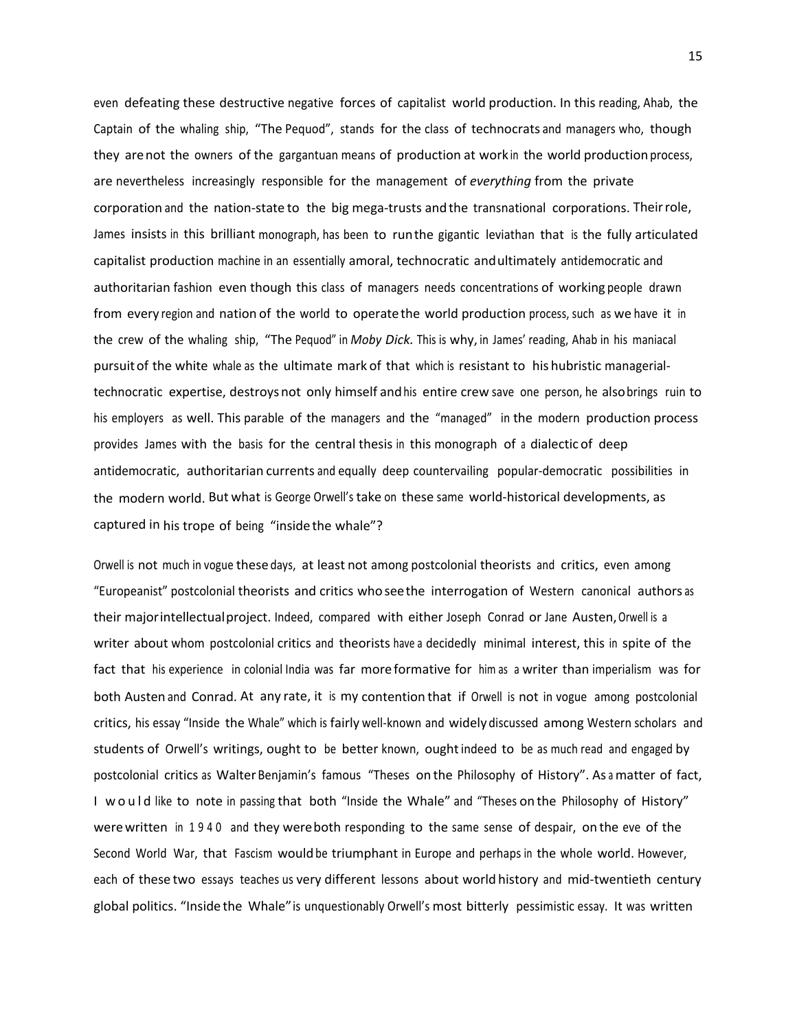even defeating these destructive negative forces of capitalist world production. In this reading, Ahab, the Captain of the whaling ship, "The Pequod", stands for the class of technocrats and managers who, though they are not the owners of the gargantuan means of production at work in the world production process, are nevertheless increasingly responsible for the management of *everything* from the private corporation and the nation-state to the big mega-trusts and the transnational corporations. Their role, James insists in this brilliant monograph, has been to run the gigantic leviathan that is the fully articulated capitalist production machine in an essentially amoral, technocratic and ultimately antidemocratic and authoritarian fashion even though this class of managers needs concentrations of working people drawn from every region and nation of the world to operate the world production process, such as we have it in the crew of the whaling ship, "The Pequod" in *Moby Dick.* This is why, in James' reading, Ahab in his maniacal pursuit of the white whale as the ultimate mark of that which is resistant to his hubristic managerial-technocratic expertise, destroys not only himself and his entire crew save one person, he also brings ruin to his employers as well. This parable of the managers and the "managed" in the modern production process provides James with the basis for the central thesis in this monograph of a dialectic of deep antidemocratic, authoritarian currents and equally deep countervailing popular-democratic possibilities in the modern world. But what is George Orwell's take on these same world-historical developments, as captured in his trope of being "inside the whale"?

Orwell is not much in vogue these days, at least not among postcolonial theorists and critics, even among "Europeanist" postcolonial theorists and critics who see the interrogation of Western canonical authors as their major intellectual project. Indeed, compared with either Joseph Conrad or Jane Austen, Orwell is a writer about whom postcolonial critics and theorists have a decidedly minimal interest, this in spite of the fact that his experience in colonial India was far more formative for him as a writer than imperialism was for both Austen and Conrad. At any rate, it is my contention that if Orwell is not in vogue among postcolonial critics, his essay "Inside the Whale" which is fairly well-known and widely discussed among Western scholars and students of Orwell's writings, ought to be better known, ought indeed to be as much read and engaged by postcolonial critics as Walter Benjamin's famous "Theses on the Philosophy of History". As a matter of fact, I would like to note in passing that both "Inside the Whale" and "Theses on the Philosophy of History" were written in 1940 and they were both responding to the same sense of despair, on the eve of the Second World War, that Fascism would be triumphant in Europe and perhaps in the whole world. However, each of these two essays teaches us very different lessons about world history and mid-twentieth century global politics. "Inside the Whale" is unquestionably Orwell's most bitterly pessimistic essay. It was written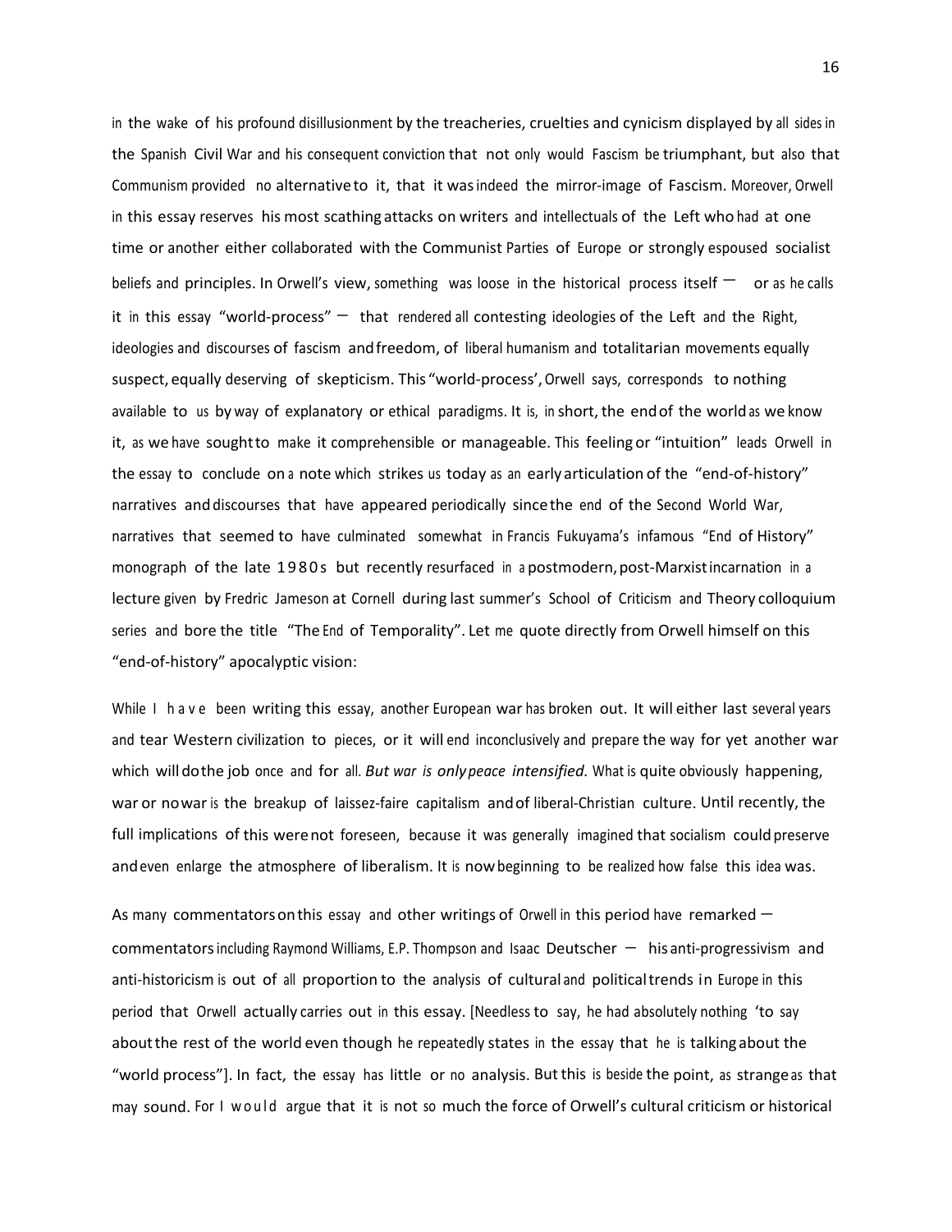in the wake of his profound disillusionment by the treacheries, cruelties and cynicism displayed by all sides in the Spanish Civil War and his consequent conviction that not only would Fascism be triumphant, but also that Communism provided no alternative to it, that it was indeed the mirror-image of Fascism. Moreover, Orwell in this essay reserves his most scathing attacks on writers and intellectuals of the Left who had at one time or another either collaborated with the Communist Parties of Europe or strongly espoused socialist beliefs and principles. In Orwell's view, something was loose in the historical process itself – or as he calls it in this essay "world-process" – that rendered all contesting ideologies of the Left and the Right, ideologies and discourses of fascism and freedom, of liberal humanism and totalitarian movements equally suspect, equally deserving of skepticism. This "world-process', Orwell says, corresponds to nothing available to us by way of explanatory or ethical paradigms. It is, in short, the end of the world as we know it, as we have sought to make it comprehensible or manageable. This feeling or "intuition" leads Orwell in the essay to conclude on a note which strikes us today as an early articulation of the "end-of-history" narratives and discourses that have appeared periodically since the end of the Second World War, narratives that seemed to have culminated somewhat in Francis Fukuyama's infamous "End of History" monograph of the late 1980s but recently resurfaced in a postmodern, post-Marxist incarnation in a lecture given by Fredric Jameson at Cornell during last summer's School of Criticism and Theory colloquium series and bore the title "The End of Temporality". Let me quote directly from Orwell himself on this "end-of-history" apocalyptic vision:

While I have been writing this essay, another European war has broken out. It will either last several years and tear Western civilization to pieces, or it will end inconclusively and prepare the way for yet another war which will do the job once and for all. *But war is only peace intensified.* What is quite obviously happening, war or no war is the breakup of laissez-faire capitalism and of liberal-Christian culture. Until recently, the full implications of this were not foreseen, because it was generally imagined that socialism could preserve and even enlarge the atmosphere of liberalism. It is now beginning to be realized how false this idea was.

As many commentators on this essay and other writings of Orwell in this period have remarked – commentators including Raymond Williams, E.P. Thompson and Isaac Deutscher – his anti-progressivism and anti-historicism is out of all proportion to the analysis of cultural and political trends in Europe in this period that Orwell actually carries out in this essay. [Needless to say, he had absolutely nothing 'to say about the rest of the world even though he repeatedly states in the essay that he is talking about the "world process"]. In fact, the essay has little or no analysis. But this is beside the point, as strange as that may sound. For I would argue that it is not so much the force of Orwell's cultural criticism or historical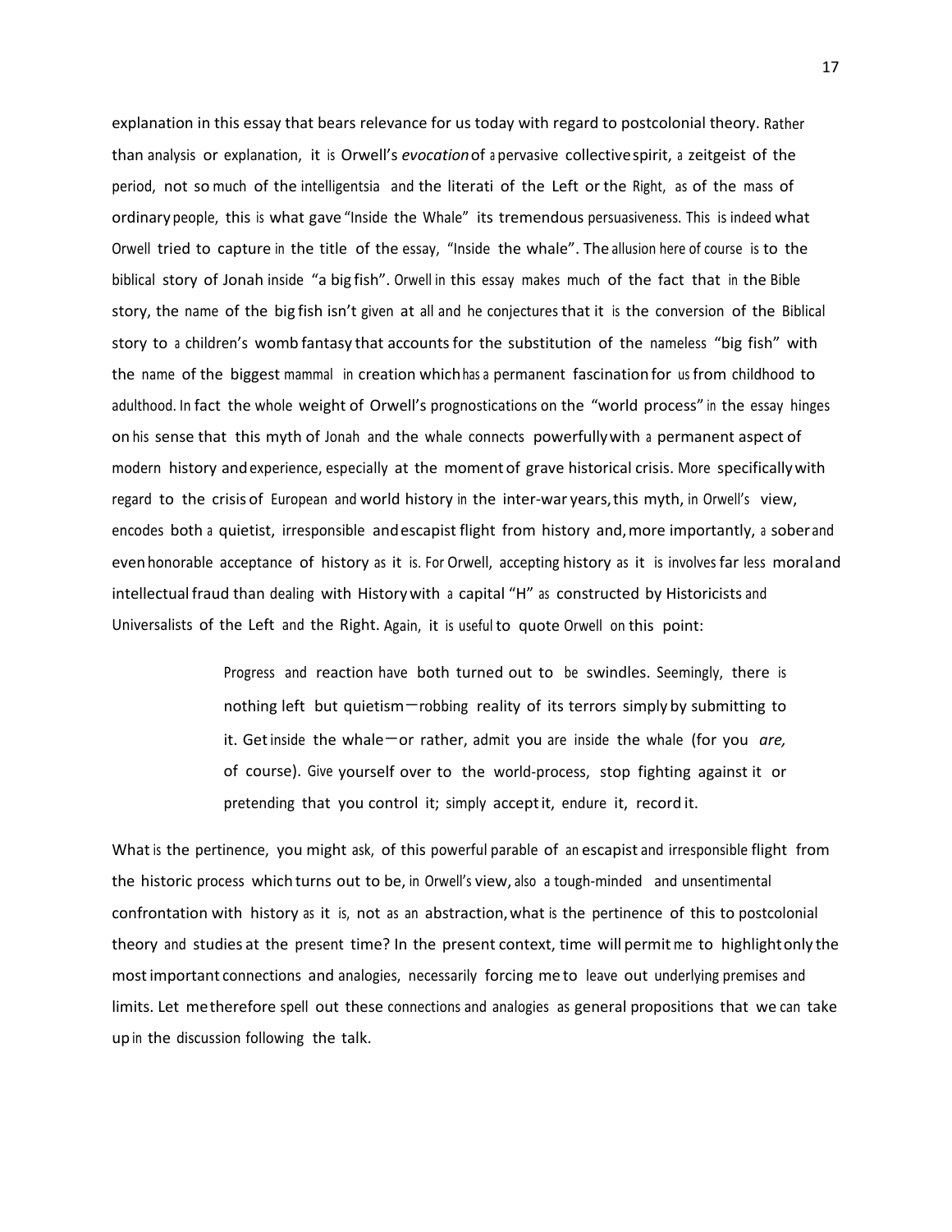explanation in this essay that bears relevance for us today with regard to postcolonial theory. Rather than analysis or explanation, it is Orwell's *evocation* of a pervasive collective spirit, a zeitgeist of the period, not so much of the intelligentsia and the literati of the Left or the Right, as of the mass of ordinary people, this is what gave "Inside the Whale" its tremendous persuasiveness. This is indeed what Orwell tried to capture in the title of the essay, "Inside the whale". The allusion here of course is to the biblical story of Jonah inside "a big fish". Orwell in this essay makes much of the fact that in the Bible story, the name of the big fish isn't given at all and he conjectures that it is the conversion of the Biblical story to a children's womb fantasy that accounts for the substitution of the nameless "big fish" with the name of the biggest mammal in creation which has a permanent fascination for us from childhood to adulthood. In fact the whole weight of Orwell's prognostications on the "world process" in the essay hinges on his sense that this myth of Jonah and the whale connects powerfully with a permanent aspect of modern history and experience, especially at the moment of grave historical crisis. More specifically with regard to the crisis of European and world history in the inter-war years, this myth, in Orwell's view, encodes both a quietist, irresponsible and escapist flight from history and, more importantly, a sober and even honorable acceptance of history as it is. For Orwell, accepting history as it is involves far less moral and intellectual fraud than dealing with History with a capital "H" as constructed by Historicists and Universalists of the Left and the Right. Again, it is useful to quote Orwell on this point:

> Progress and reaction have both turned out to be swindles. Seemingly, there is nothing left but quietism—robbing reality of its terrors simply by submitting to it. Get inside the whale—or rather, admit you are inside the whale (for you *are,* of course). Give yourself over to the world-process, stop fighting against it or pretending that you control it; simply accept it, endure it, record it.

What is the pertinence, you might ask, of this powerful parable of an escapist and irresponsible flight from the historic process which turns out to be, in Orwell's view, also a tough-minded and unsentimental confrontation with history as it is, not as an abstraction, what is the pertinence of this to postcolonial theory and studies at the present time? In the present context, time will permit me to highlight only the most important connections and analogies, necessarily forcing me to leave out underlying premises and limits. Let me therefore spell out these connections and analogies as general propositions that we can take up in the discussion following the talk.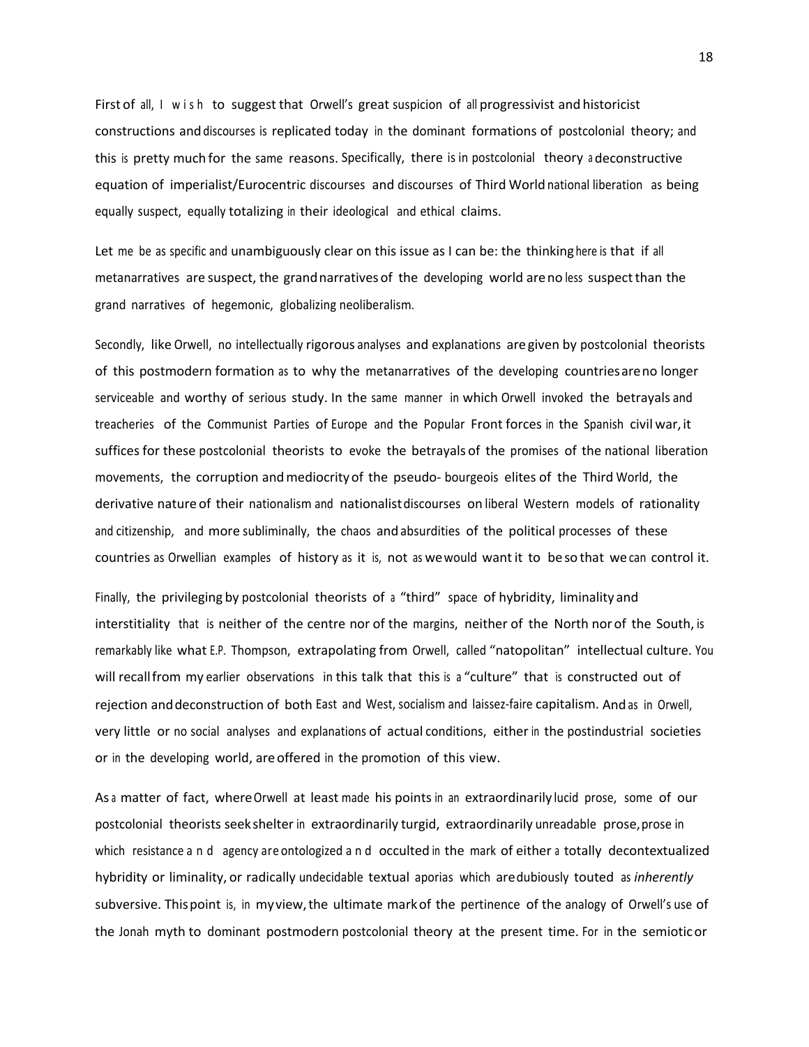First of all, I wish to suggest that Orwell's great suspicion of all progressivist and historicist constructions and discourses is replicated today in the dominant formations of postcolonial theory; and this is pretty much for the same reasons. Specifically, there is in postcolonial theory a deconstructive equation of imperialist/Eurocentric discourses and discourses of Third World national liberation as being equally suspect, equally totalizing in their ideological and ethical claims.

Let me be as specific and unambiguously clear on this issue as I can be: the thinking here is that if all metanarratives are suspect, the grand narratives of the developing world are no less suspect than the grand narratives of hegemonic, globalizing neoliberalism.

Secondly, like Orwell, no intellectually rigorous analyses and explanations are given by postcolonial theorists of this postmodern formation as to why the metanarratives of the developing countries are no longer serviceable and worthy of serious study. In the same manner in which Orwell invoked the betrayals and treacheries of the Communist Parties of Europe and the Popular Front forces in the Spanish civil war, it suffices for these postcolonial theorists to evoke the betrayals of the promises of the national liberation movements, the corruption and mediocrity of the pseudo- bourgeois elites of the Third World, the derivative nature of their nationalism and nationalist discourses on liberal Western models of rationality and citizenship, and more subliminally, the chaos and absurdities of the political processes of these countries as Orwellian examples of history as it is, not as we would want it to be so that we can control it.

Finally, the privileging by postcolonial theorists of a "third" space of hybridity, liminality and interstitiality that is neither of the centre nor of the margins, neither of the North nor of the South, is remarkably like what E.P. Thompson, extrapolating from Orwell, called "natopolitan" intellectual culture. You will recall from my earlier observations in this talk that this is a "culture" that is constructed out of rejection and deconstruction of both East and West, socialism and laissez-faire capitalism. And as in Orwell, very little or no social analyses and explanations of actual conditions, either in the postindustrial societies or in the developing world, are offered in the promotion of this view.

As a matter of fact, where Orwell at least made his points in an extraordinarily lucid prose, some of our postcolonial theorists seek shelter in extraordinarily turgid, extraordinarily unreadable prose, prose in which resistance and agency are ontologized and occulted in the mark of either a totally decontextualized hybridity or liminality, or radically undecidable textual aporias which are dubiously touted as *inherently* subversive. This point is, in my view, the ultimate mark of the pertinence of the analogy of Orwell's use of the Jonah myth to dominant postmodern postcolonial theory at the present time. For in the semiotic or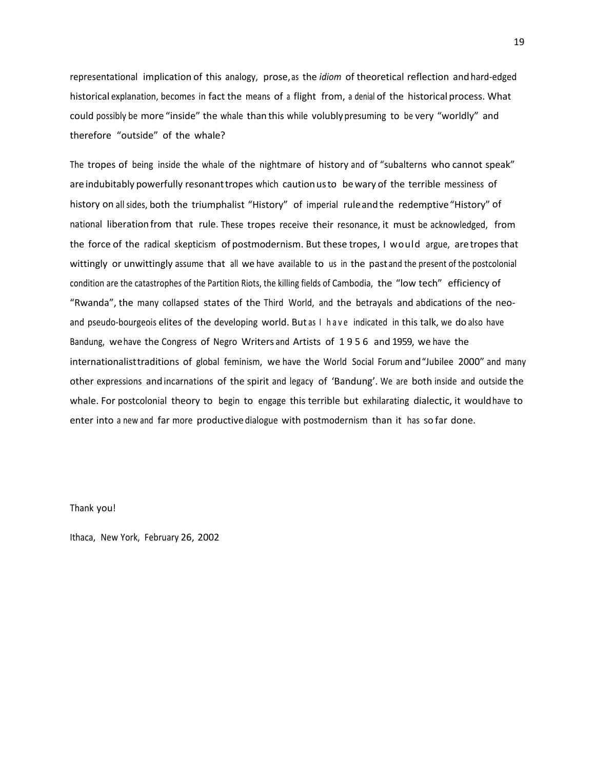representational implication of this analogy, prose, as the *idiom* of theoretical reflection and hard-edged historical explanation, becomes in fact the means of a flight from, a denial of the historical process. What could possibly be more "inside" the whale than this while volubly presuming to be very "worldly" and therefore "outside" of the whale?

The tropes of being inside the whale of the nightmare of history and of "subalterns who cannot speak" are indubitably powerfully resonant tropes which caution us to be wary of the terrible messiness of history on all sides, both the triumphalist "History" of imperial rule and the redemptive "History" of national liberation from that rule. These tropes receive their resonance, it must be acknowledged, from the force of the radical skepticism of postmodernism. But these tropes, I would argue, are tropes that wittingly or unwittingly assume that all we have available to us in the past and the present of the postcolonial condition are the catastrophes of the Partition Riots, the killing fields of Cambodia, the "low tech" efficiency of "Rwanda", the many collapsed states of the Third World, and the betrayals and abdications of the neo- and pseudo-bourgeois elites of the developing world. But as I have indicated in this talk, we do also have Bandung, we have the Congress of Negro Writers and Artists of 1956 and 1959, we have the internationalist traditions of global feminism, we have the World Social Forum and "Jubilee 2000" and many other expressions and incarnations of the spirit and legacy of 'Bandung'. We are both inside and outside the whale. For postcolonial theory to begin to engage this terrible but exhilarating dialectic, it would have to enter into a new and far more productive dialogue with postmodernism than it has so far done.

Thank you!

Ithaca, New York, February 26, 2002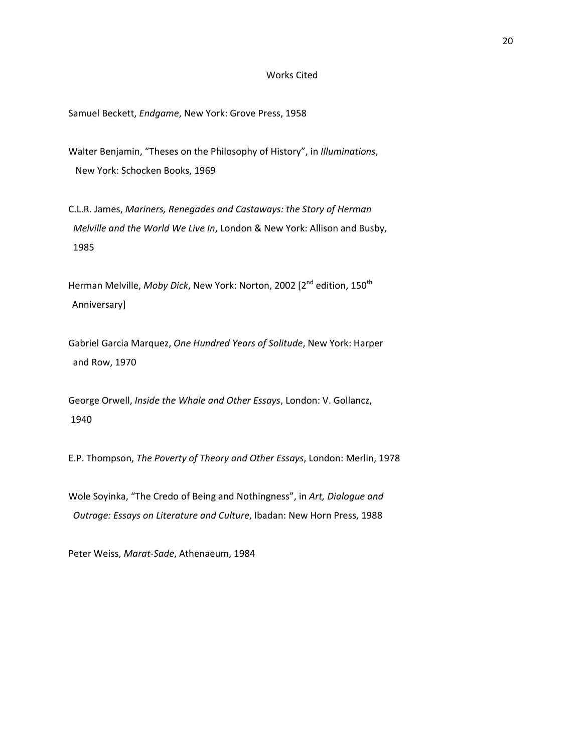# Works Cited

Samuel Beckett, *Endgame*, New York: Grove Press, 1958

Walter Benjamin, "Theses on the Philosophy of History", in *Illuminations*, New York: Schocken Books, 1969

C.L.R. James, *Mariners, Renegades and Castaways: the Story of Herman Melville and the World We Live In*, London & New York: Allison and Busby, 1985

Herman Melville, *Moby Dick*, New York: Norton, 2002 [2nd edition, 150th Anniversary]

Gabriel Garcia Marquez, *One Hundred Years of Solitude*, New York: Harper and Row, 1970

George Orwell, *Inside the Whale and Other Essays*, London: V. Gollancz, 1940

E.P. Thompson, *The Poverty of Theory and Other Essays*, London: Merlin, 1978

Wole Soyinka, "The Credo of Being and Nothingness", in *Art, Dialogue and Outrage: Essays on Literature and Culture*, Ibadan: New Horn Press, 1988

Peter Weiss, *Marat-Sade*, Athenaeum, 1984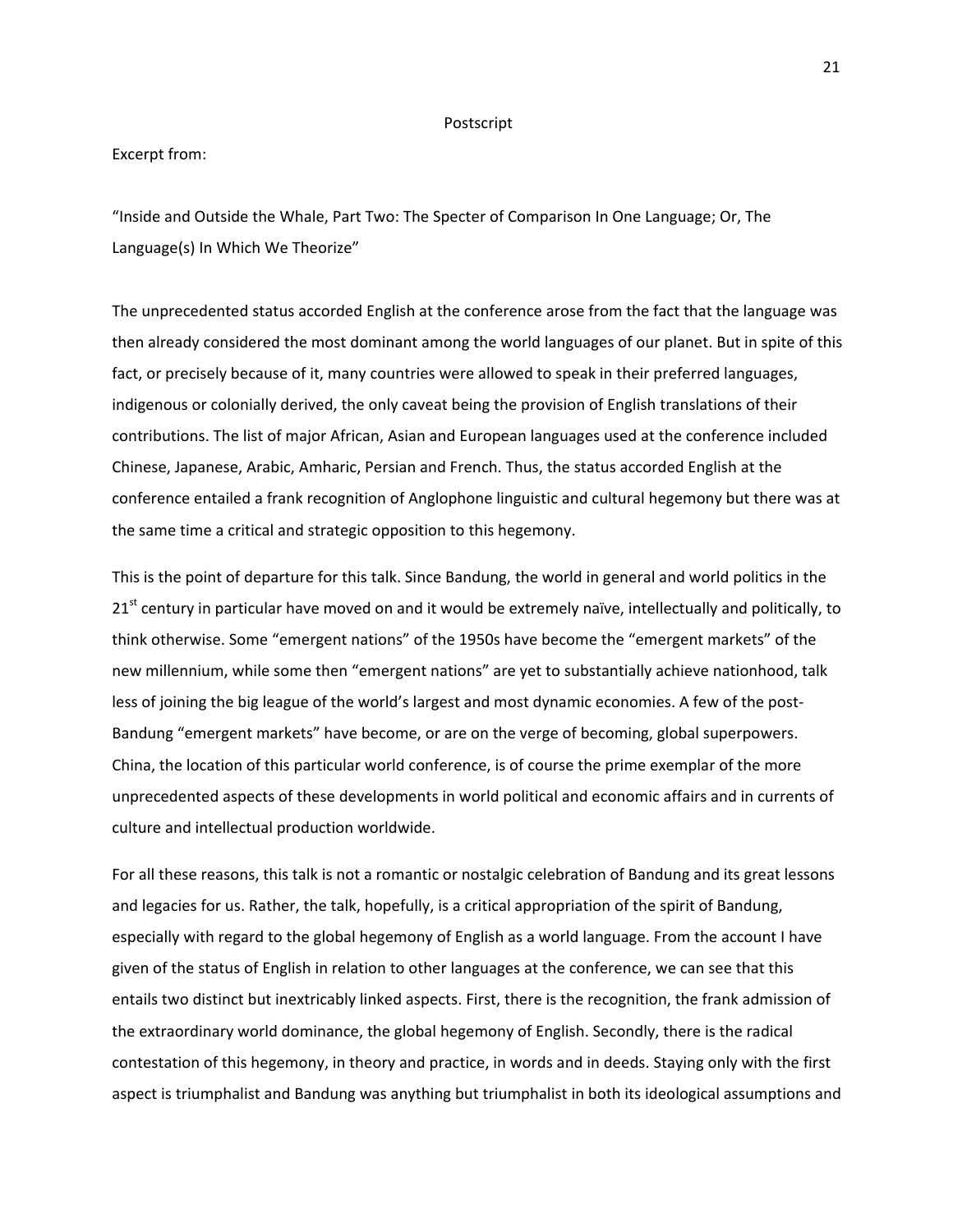## Postscript

Excerpt from:

"Inside and Outside the Whale, Part Two: The Specter of Comparison In One Language; Or, The Language(s) In Which We Theorize"

The unprecedented status accorded English at the conference arose from the fact that the language was then already considered the most dominant among the world languages of our planet. But in spite of this fact, or precisely because of it, many countries were allowed to speak in their preferred languages, indigenous or colonially derived, the only caveat being the provision of English translations of their contributions. The list of major African, Asian and European languages used at the conference included Chinese, Japanese, Arabic, Amharic, Persian and French. Thus, the status accorded English at the conference entailed a frank recognition of Anglophone linguistic and cultural hegemony but there was at the same time a critical and strategic opposition to this hegemony.

This is the point of departure for this talk. Since Bandung, the world in general and world politics in the 21st century in particular have moved on and it would be extremely naïve, intellectually and politically, to think otherwise. Some "emergent nations" of the 1950s have become the "emergent markets" of the new millennium, while some then "emergent nations" are yet to substantially achieve nationhood, talk less of joining the big league of the world's largest and most dynamic economies. A few of the post-Bandung "emergent markets" have become, or are on the verge of becoming, global superpowers. China, the location of this particular world conference, is of course the prime exemplar of the more unprecedented aspects of these developments in world political and economic affairs and in currents of culture and intellectual production worldwide.

For all these reasons, this talk is not a romantic or nostalgic celebration of Bandung and its great lessons and legacies for us. Rather, the talk, hopefully, is a critical appropriation of the spirit of Bandung, especially with regard to the global hegemony of English as a world language. From the account I have given of the status of English in relation to other languages at the conference, we can see that this entails two distinct but inextricably linked aspects. First, there is the recognition, the frank admission of the extraordinary world dominance, the global hegemony of English. Secondly, there is the radical contestation of this hegemony, in theory and practice, in words and in deeds. Staying only with the first aspect is triumphalist and Bandung was anything but triumphalist in both its ideological assumptions and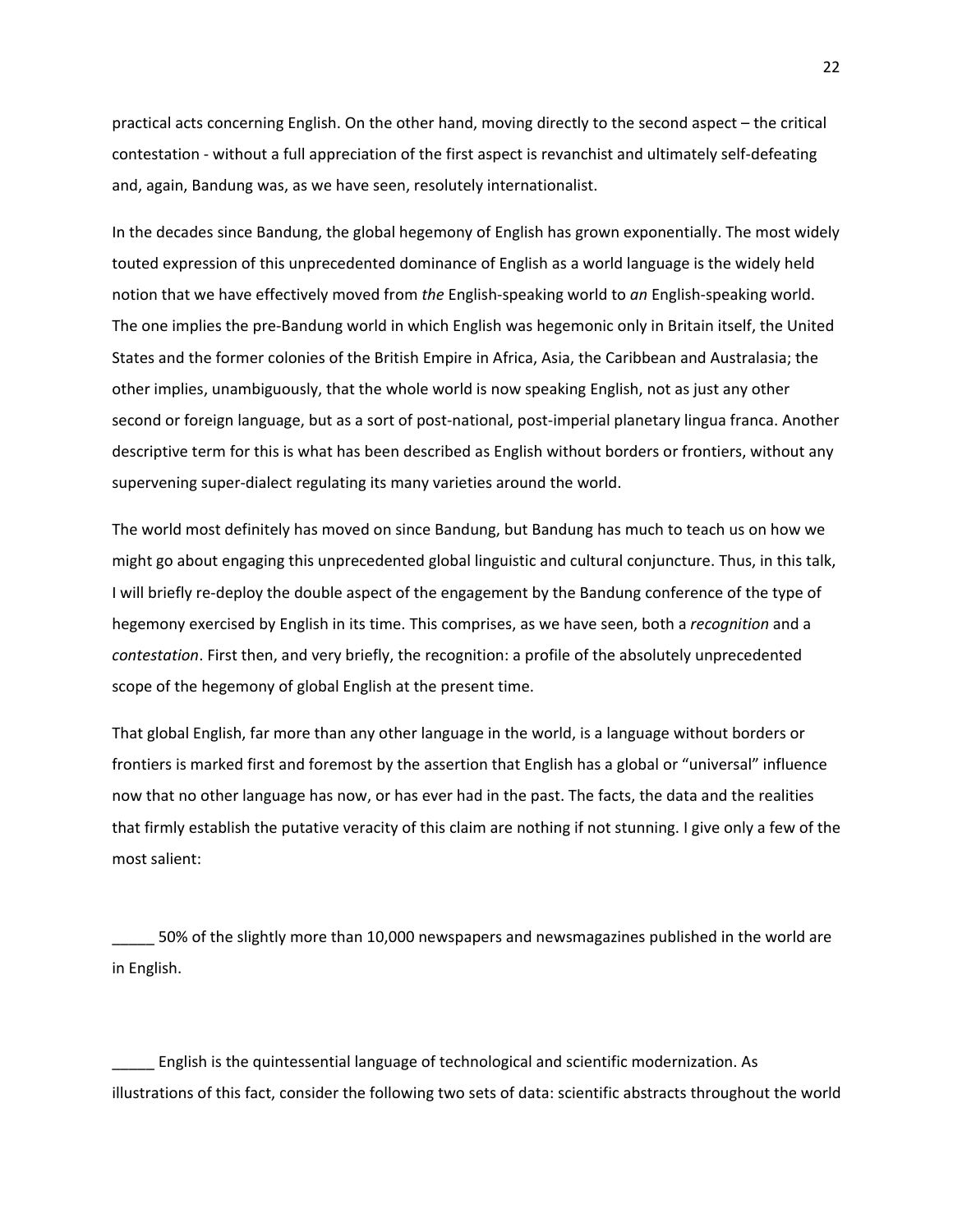practical acts concerning English. On the other hand, moving directly to the second aspect – the critical contestation - without a full appreciation of the first aspect is revanchist and ultimately self-defeating and, again, Bandung was, as we have seen, resolutely internationalist.

In the decades since Bandung, the global hegemony of English has grown exponentially. The most widely touted expression of this unprecedented dominance of English as a world language is the widely held notion that we have effectively moved from *the* English-speaking world to *an* English-speaking world. The one implies the pre-Bandung world in which English was hegemonic only in Britain itself, the United States and the former colonies of the British Empire in Africa, Asia, the Caribbean and Australasia; the other implies, unambiguously, that the whole world is now speaking English, not as just any other second or foreign language, but as a sort of post-national, post-imperial planetary lingua franca. Another descriptive term for this is what has been described as English without borders or frontiers, without any supervening super-dialect regulating its many varieties around the world.

The world most definitely has moved on since Bandung, but Bandung has much to teach us on how we might go about engaging this unprecedented global linguistic and cultural conjuncture. Thus, in this talk, I will briefly re-deploy the double aspect of the engagement by the Bandung conference of the type of hegemony exercised by English in its time. This comprises, as we have seen, both a *recognition* and a *contestation*. First then, and very briefly, the recognition: a profile of the absolutely unprecedented scope of the hegemony of global English at the present time.

That global English, far more than any other language in the world, is a language without borders or frontiers is marked first and foremost by the assertion that English has a global or "universal" influence now that no other language has now, or has ever had in the past. The facts, the data and the realities that firmly establish the putative veracity of this claim are nothing if not stunning. I give only a few of the most salient:

_____ 50% of the slightly more than 10,000 newspapers and newsmagazines published in the world are in English.

_____ English is the quintessential language of technological and scientific modernization. As illustrations of this fact, consider the following two sets of data: scientific abstracts throughout the world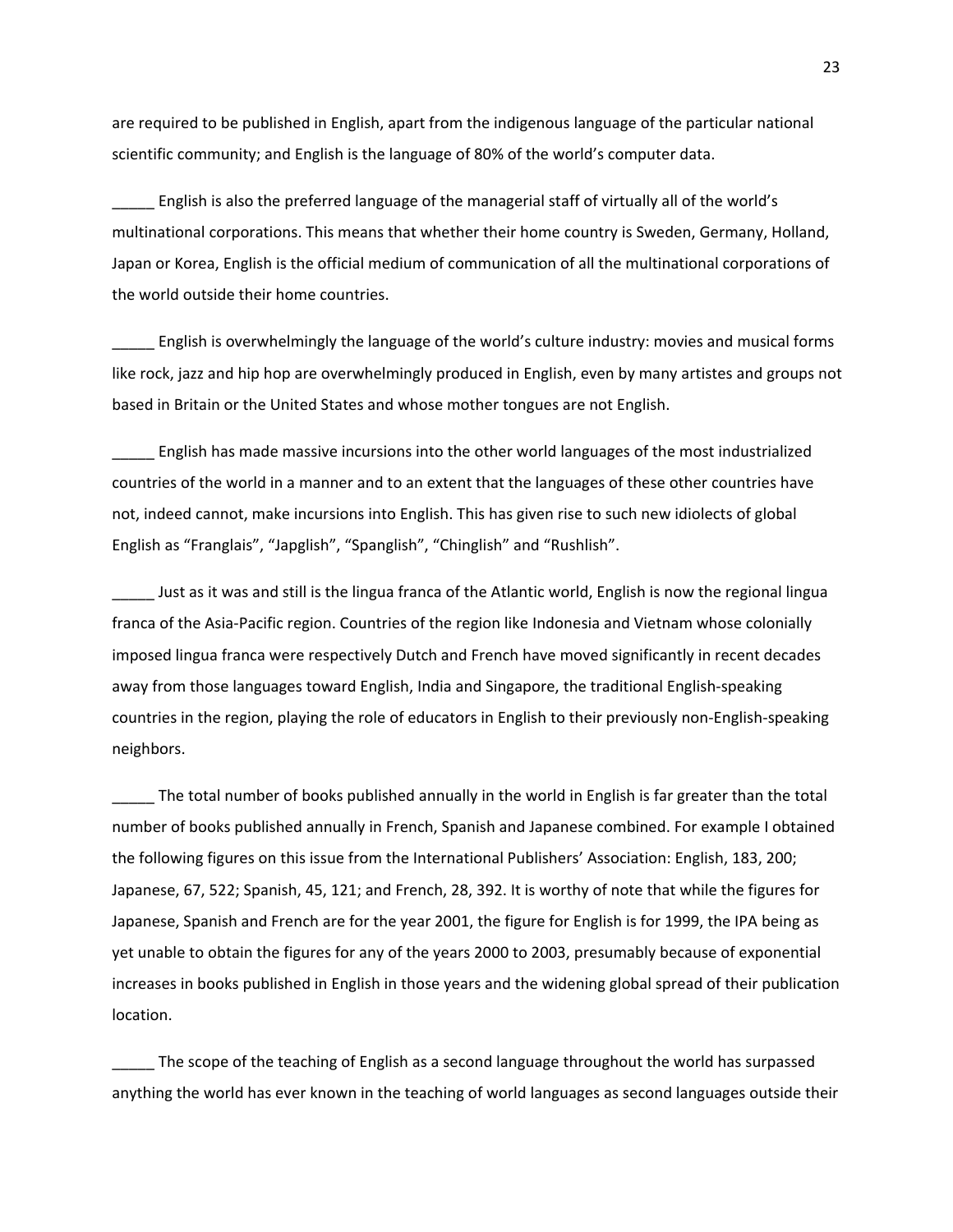are required to be published in English, apart from the indigenous language of the particular national scientific community; and English is the language of 80% of the world's computer data.

_____ English is also the preferred language of the managerial staff of virtually all of the world's multinational corporations. This means that whether their home country is Sweden, Germany, Holland, Japan or Korea, English is the official medium of communication of all the multinational corporations of the world outside their home countries.

_____ English is overwhelmingly the language of the world's culture industry: movies and musical forms like rock, jazz and hip hop are overwhelmingly produced in English, even by many artistes and groups not based in Britain or the United States and whose mother tongues are not English.

_____ English has made massive incursions into the other world languages of the most industrialized countries of the world in a manner and to an extent that the languages of these other countries have not, indeed cannot, make incursions into English. This has given rise to such new idiolects of global English as "Franglais", "Japglish", "Spanglish", "Chinglish" and "Rushlish".

_____ Just as it was and still is the lingua franca of the Atlantic world, English is now the regional lingua franca of the Asia-Pacific region. Countries of the region like Indonesia and Vietnam whose colonially imposed lingua franca were respectively Dutch and French have moved significantly in recent decades away from those languages toward English, India and Singapore, the traditional English-speaking countries in the region, playing the role of educators in English to their previously non-English-speaking neighbors.

_____ The total number of books published annually in the world in English is far greater than the total number of books published annually in French, Spanish and Japanese combined. For example I obtained the following figures on this issue from the International Publishers' Association: English, 183, 200; Japanese, 67, 522; Spanish, 45, 121; and French, 28, 392. It is worthy of note that while the figures for Japanese, Spanish and French are for the year 2001, the figure for English is for 1999, the IPA being as yet unable to obtain the figures for any of the years 2000 to 2003, presumably because of exponential increases in books published in English in those years and the widening global spread of their publication location.

_____ The scope of the teaching of English as a second language throughout the world has surpassed anything the world has ever known in the teaching of world languages as second languages outside their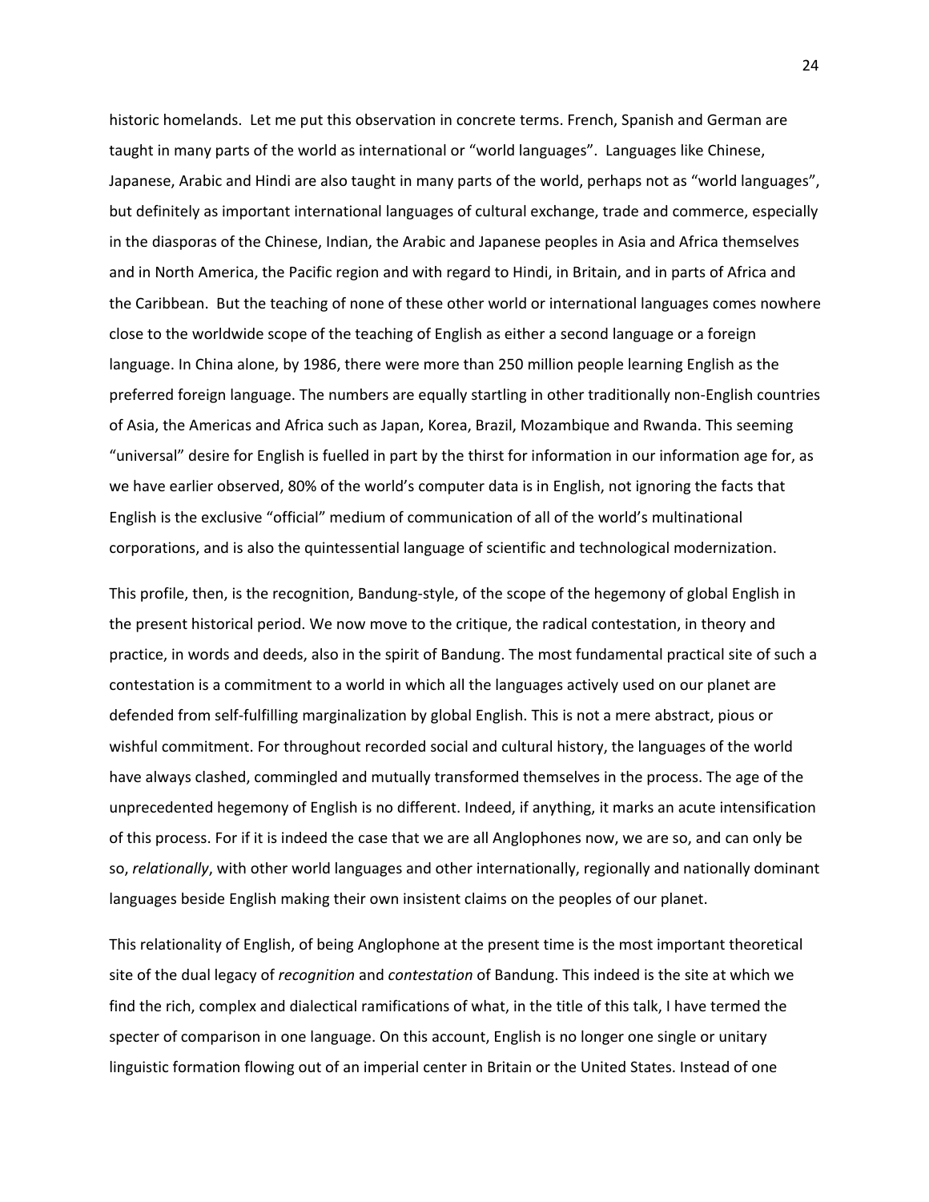historic homelands. Let me put this observation in concrete terms. French, Spanish and German are taught in many parts of the world as international or "world languages". Languages like Chinese, Japanese, Arabic and Hindi are also taught in many parts of the world, perhaps not as "world languages", but definitely as important international languages of cultural exchange, trade and commerce, especially in the diasporas of the Chinese, Indian, the Arabic and Japanese peoples in Asia and Africa themselves and in North America, the Pacific region and with regard to Hindi, in Britain, and in parts of Africa and the Caribbean. But the teaching of none of these other world or international languages comes nowhere close to the worldwide scope of the teaching of English as either a second language or a foreign language. In China alone, by 1986, there were more than 250 million people learning English as the preferred foreign language. The numbers are equally startling in other traditionally non-English countries of Asia, the Americas and Africa such as Japan, Korea, Brazil, Mozambique and Rwanda. This seeming "universal" desire for English is fuelled in part by the thirst for information in our information age for, as we have earlier observed, 80% of the world's computer data is in English, not ignoring the facts that English is the exclusive "official" medium of communication of all of the world's multinational corporations, and is also the quintessential language of scientific and technological modernization.

This profile, then, is the recognition, Bandung-style, of the scope of the hegemony of global English in the present historical period. We now move to the critique, the radical contestation, in theory and practice, in words and deeds, also in the spirit of Bandung. The most fundamental practical site of such a contestation is a commitment to a world in which all the languages actively used on our planet are defended from self-fulfilling marginalization by global English. This is not a mere abstract, pious or wishful commitment. For throughout recorded social and cultural history, the languages of the world have always clashed, commingled and mutually transformed themselves in the process. The age of the unprecedented hegemony of English is no different. Indeed, if anything, it marks an acute intensification of this process. For if it is indeed the case that we are all Anglophones now, we are so, and can only be so, *relationally*, with other world languages and other internationally, regionally and nationally dominant languages beside English making their own insistent claims on the peoples of our planet.

This relationality of English, of being Anglophone at the present time is the most important theoretical site of the dual legacy of *recognition* and *contestation* of Bandung. This indeed is the site at which we find the rich, complex and dialectical ramifications of what, in the title of this talk, I have termed the specter of comparison in one language. On this account, English is no longer one single or unitary linguistic formation flowing out of an imperial center in Britain or the United States. Instead of one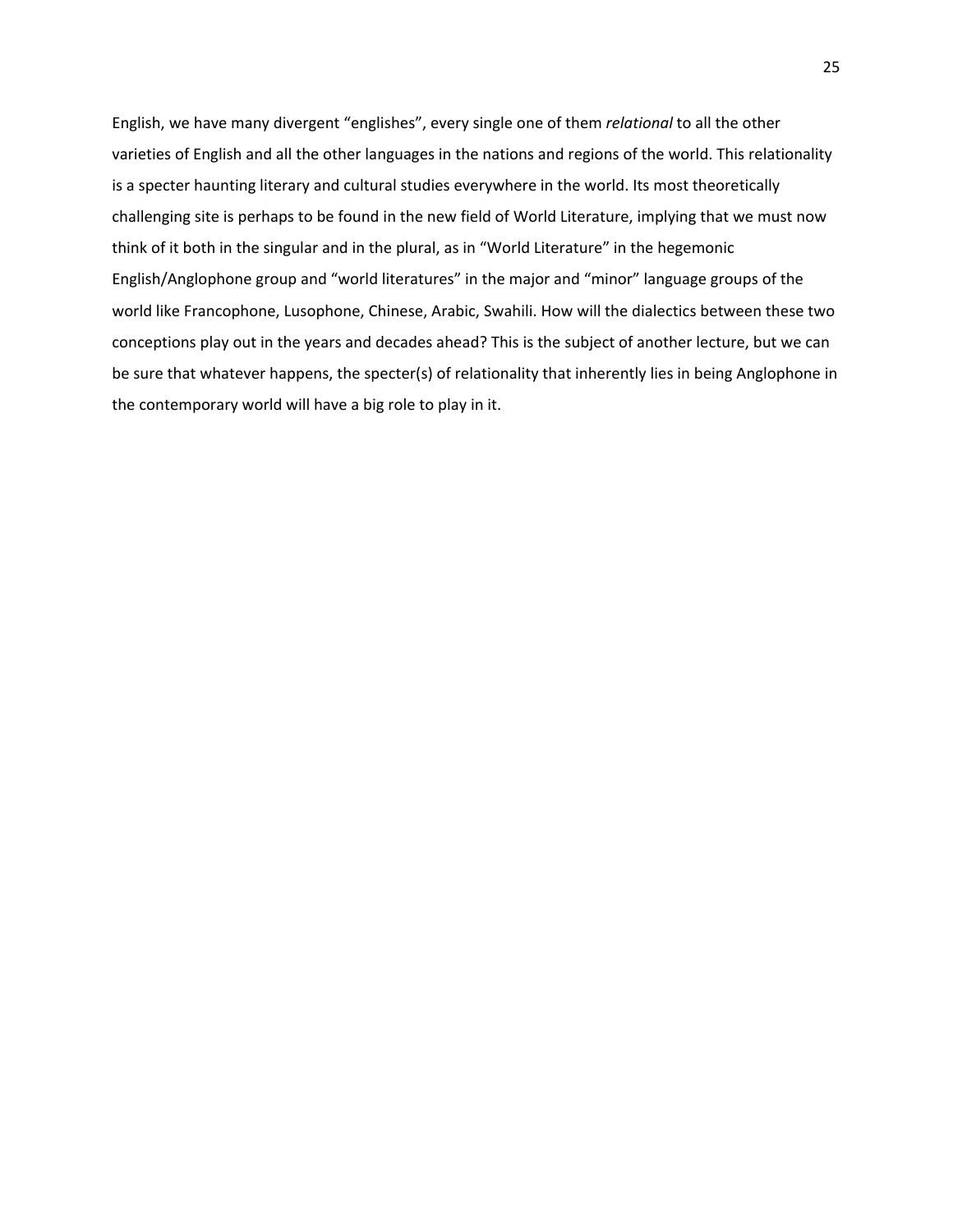English, we have many divergent “englishes”, every single one of them *relational* to all the other varieties of English and all the other languages in the nations and regions of the world. This relationality is a specter haunting literary and cultural studies everywhere in the world. Its most theoretically challenging site is perhaps to be found in the new field of World Literature, implying that we must now think of it both in the singular and in the plural, as in “World Literature” in the hegemonic English/Anglophone group and “world literatures” in the major and “minor” language groups of the world like Francophone, Lusophone, Chinese, Arabic, Swahili. How will the dialectics between these two conceptions play out in the years and decades ahead? This is the subject of another lecture, but we can be sure that whatever happens, the specter(s) of relationality that inherently lies in being Anglophone in the contemporary world will have a big role to play in it.